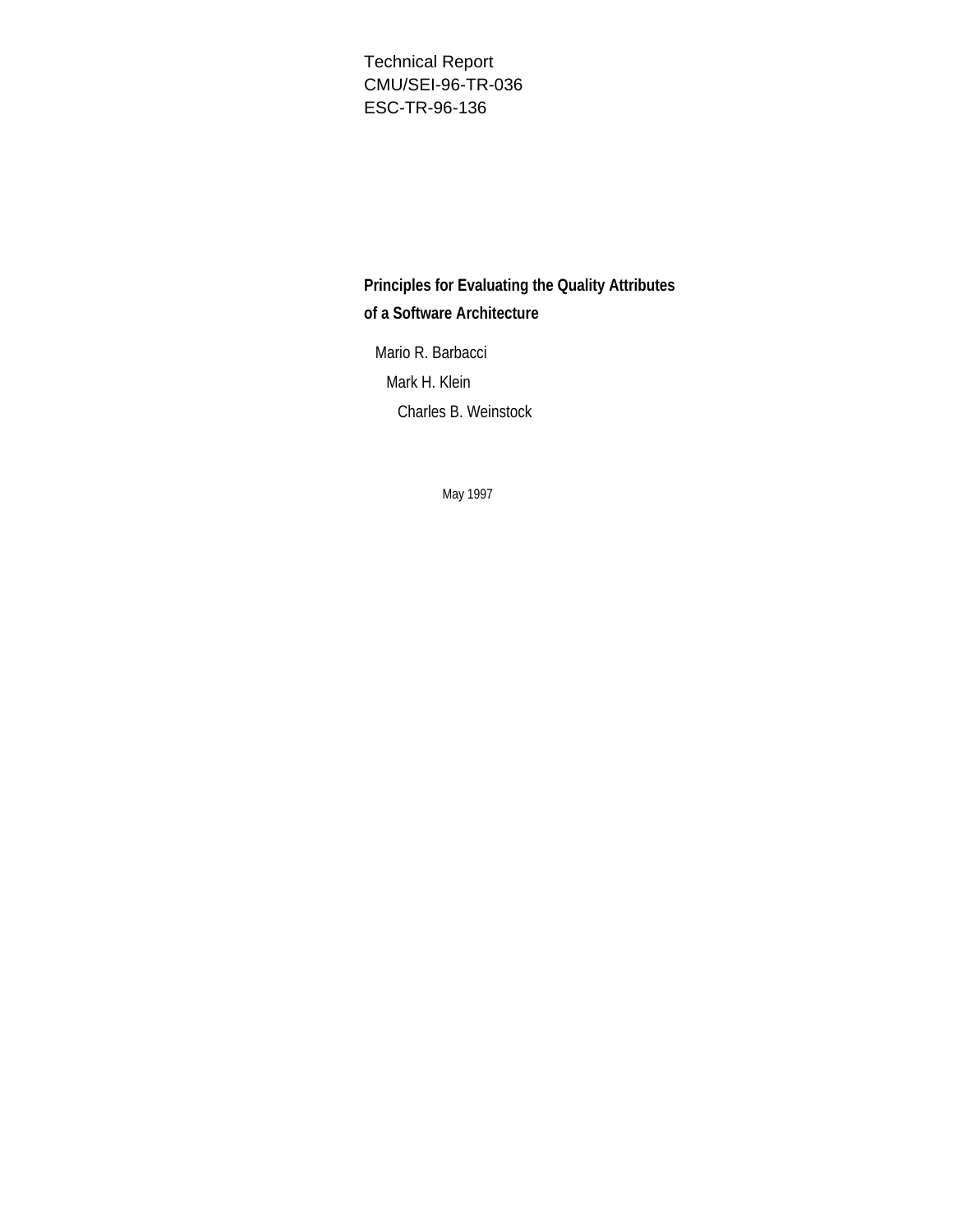Technical Report
CMU/SEI-96-TR-036
ESC-TR-96-136

# Principles for Evaluating the Quality Attributes of a Software Architecture

Mario R. Barbacci

Mark H. Klein

Charles B. Weinstock

May 1997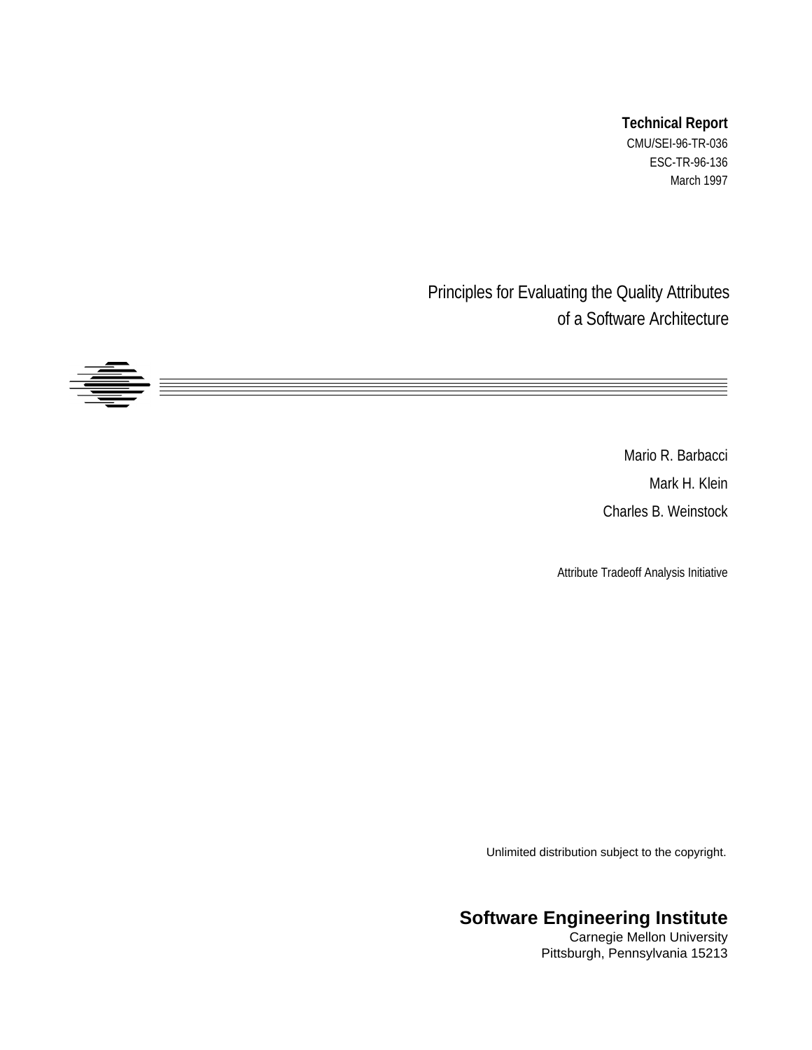**Technical Report**

CMU/SEI-96-TR-036

ESC-TR-96-136

March 1997

# Principles for Evaluating the Quality Attributes of a Software Architecture

Mario R. Barbacci

Mark H. Klein

Charles B. Weinstock

Attribute Tradeoff Analysis Initiative

Unlimited distribution subject to the copyright.

**Software Engineering Institute**

Carnegie Mellon University

Pittsburgh, Pennsylvania 15213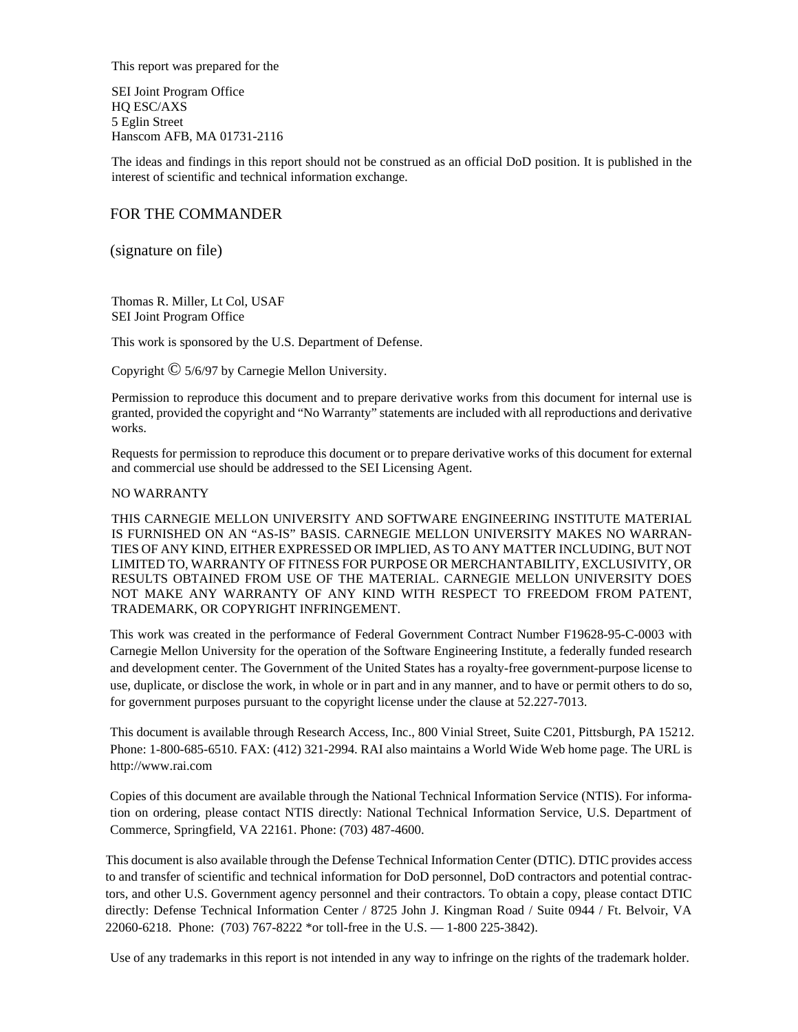This report was prepared for the

SEI Joint Program Office
HQ ESC/AXS
5 Eglin Street
Hanscom AFB, MA 01731-2116

The ideas and findings in this report should not be construed as an official DoD position. It is published in the interest of scientific and technical information exchange.

FOR THE COMMANDER

(signature on file)

Thomas R. Miller, Lt Col, USAF
SEI Joint Program Office

This work is sponsored by the U.S. Department of Defense.

Copyright © 5/6/97 by Carnegie Mellon University.

Permission to reproduce this document and to prepare derivative works from this document for internal use is granted, provided the copyright and "No Warranty" statements are included with all reproductions and derivative works.

Requests for permission to reproduce this document or to prepare derivative works of this document for external and commercial use should be addressed to the SEI Licensing Agent.

NO WARRANTY

THIS CARNEGIE MELLON UNIVERSITY AND SOFTWARE ENGINEERING INSTITUTE MATERIAL IS FURNISHED ON AN "AS-IS" BASIS. CARNEGIE MELLON UNIVERSITY MAKES NO WARRANTIES OF ANY KIND, EITHER EXPRESSED OR IMPLIED, AS TO ANY MATTER INCLUDING, BUT NOT LIMITED TO, WARRANTY OF FITNESS FOR PURPOSE OR MERCHANTABILITY, EXCLUSIVITY, OR RESULTS OBTAINED FROM USE OF THE MATERIAL. CARNEGIE MELLON UNIVERSITY DOES NOT MAKE ANY WARRANTY OF ANY KIND WITH RESPECT TO FREEDOM FROM PATENT, TRADEMARK, OR COPYRIGHT INFRINGEMENT.

This work was created in the performance of Federal Government Contract Number F19628-95-C-0003 with Carnegie Mellon University for the operation of the Software Engineering Institute, a federally funded research and development center. The Government of the United States has a royalty-free government-purpose license to use, duplicate, or disclose the work, in whole or in part and in any manner, and to have or permit others to do so, for government purposes pursuant to the copyright license under the clause at 52.227-7013.

This document is available through Research Access, Inc., 800 Vinial Street, Suite C201, Pittsburgh, PA 15212. Phone: 1-800-685-6510. FAX: (412) 321-2994. RAI also maintains a World Wide Web home page. The URL is http://www.rai.com

Copies of this document are available through the National Technical Information Service (NTIS). For information on ordering, please contact NTIS directly: National Technical Information Service, U.S. Department of Commerce, Springfield, VA 22161. Phone: (703) 487-4600.

This document is also available through the Defense Technical Information Center (DTIC). DTIC provides access to and transfer of scientific and technical information for DoD personnel, DoD contractors and potential contractors, and other U.S. Government agency personnel and their contractors. To obtain a copy, please contact DTIC directly: Defense Technical Information Center / 8725 John J. Kingman Road / Suite 0944 / Ft. Belvoir, VA 22060-6218. Phone: (703) 767-8222 *or toll-free in the U.S. — 1-800 225-3842).

Use of any trademarks in this report is not intended in any way to infringe on the rights of the trademark holder.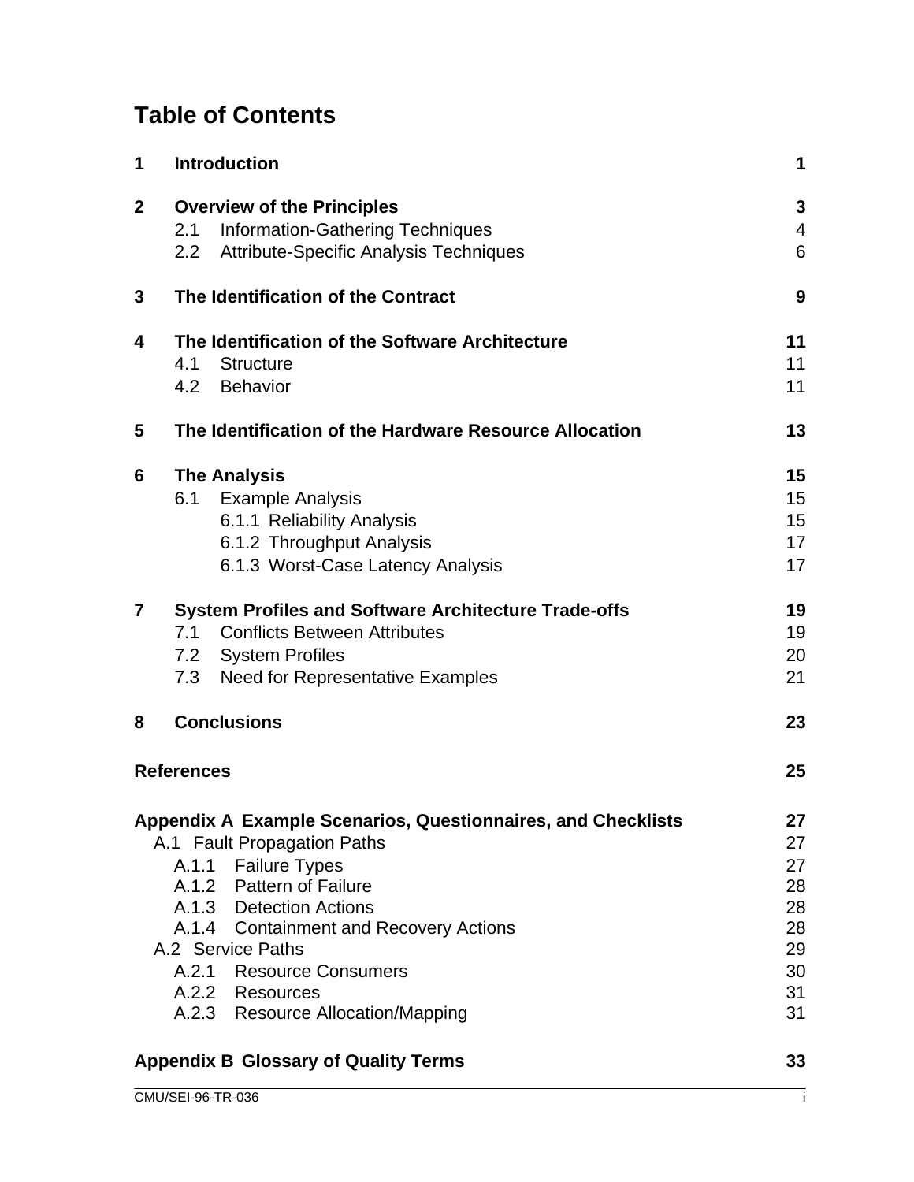# Table of Contents

| | | |
|---|---|---|
| **1** | **Introduction** | **1** |
| **2** | **Overview of the Principles** | **3** |
| | 2.1 Information-Gathering Techniques | 4 |
| | 2.2 Attribute-Specific Analysis Techniques | 6 |
| **3** | **The Identification of the Contract** | **9** |
| **4** | **The Identification of the Software Architecture** | **11** |
| | 4.1 Structure | 11 |
| | 4.2 Behavior | 11 |
| **5** | **The Identification of the Hardware Resource Allocation** | **13** |
| **6** | **The Analysis** | **15** |
| | 6.1 Example Analysis | 15 |
| | 6.1.1 Reliability Analysis | 15 |
| | 6.1.2 Throughput Analysis | 17 |
| | 6.1.3 Worst-Case Latency Analysis | 17 |
| **7** | **System Profiles and Software Architecture Trade-offs** | **19** |
| | 7.1 Conflicts Between Attributes | 19 |
| | 7.2 System Profiles | 20 |
| | 7.3 Need for Representative Examples | 21 |
| **8** | **Conclusions** | **23** |
| | **References** | **25** |
| | **Appendix A Example Scenarios, Questionnaires, and Checklists** | **27** |
| | A.1 Fault Propagation Paths | 27 |
| | A.1.1 Failure Types | 27 |
| | A.1.2 Pattern of Failure | 28 |
| | A.1.3 Detection Actions | 28 |
| | A.1.4 Containment and Recovery Actions | 28 |
| | A.2 Service Paths | 29 |
| | A.2.1 Resource Consumers | 30 |
| | A.2.2 Resources | 31 |
| | A.2.3 Resource Allocation/Mapping | 31 |
| | **Appendix B Glossary of Quality Terms** | **33** |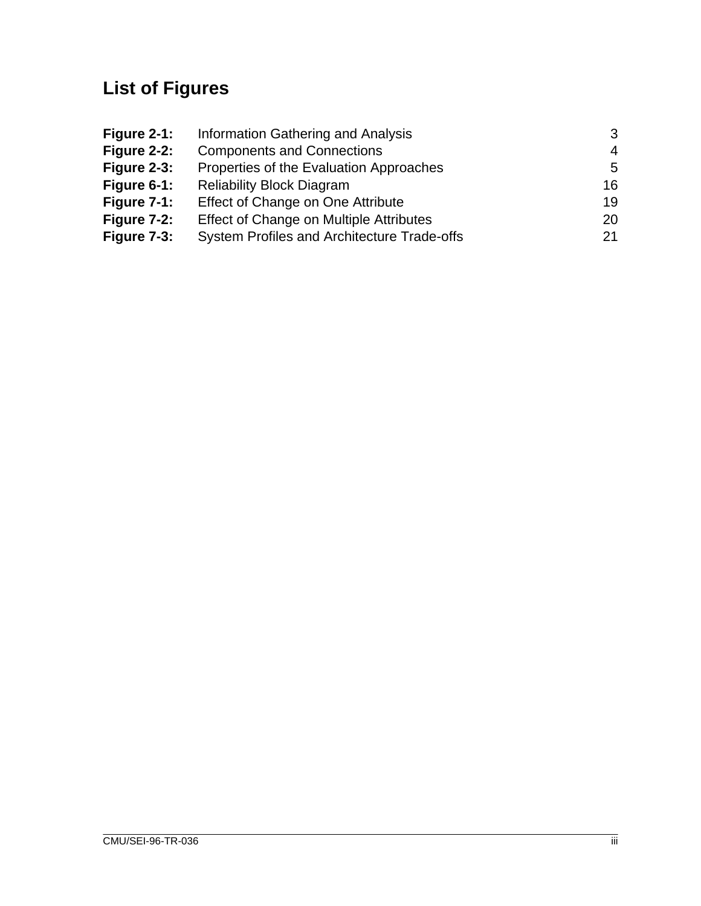# List of Figures

| | | |
|---|---|---|
| **Figure 2-1:** | Information Gathering and Analysis | 3 |
| **Figure 2-2:** | Components and Connections | 4 |
| **Figure 2-3:** | Properties of the Evaluation Approaches | 5 |
| **Figure 6-1:** | Reliability Block Diagram | 16 |
| **Figure 7-1:** | Effect of Change on One Attribute | 19 |
| **Figure 7-2:** | Effect of Change on Multiple Attributes | 20 |
| **Figure 7-3:** | System Profiles and Architecture Trade-offs | 21 |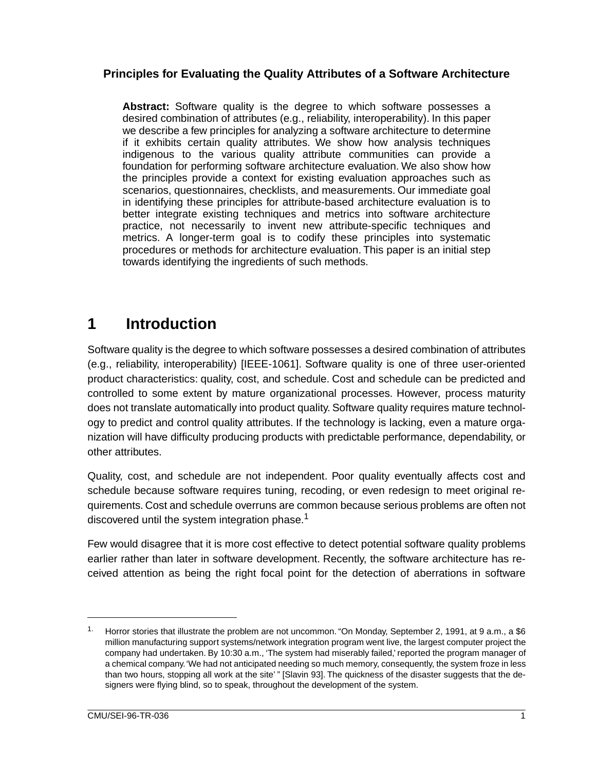**Principles for Evaluating the Quality Attributes of a Software Architecture**

**Abstract:** Software quality is the degree to which software possesses a desired combination of attributes (e.g., reliability, interoperability). In this paper we describe a few principles for analyzing a software architecture to determine if it exhibits certain quality attributes. We show how analysis techniques indigenous to the various quality attribute communities can provide a foundation for performing software architecture evaluation. We also show how the principles provide a context for existing evaluation approaches such as scenarios, questionnaires, checklists, and measurements. Our immediate goal in identifying these principles for attribute-based architecture evaluation is to better integrate existing techniques and metrics into software architecture practice, not necessarily to invent new attribute-specific techniques and metrics. A longer-term goal is to codify these principles into systematic procedures or methods for architecture evaluation. This paper is an initial step towards identifying the ingredients of such methods.

# 1 Introduction

Software quality is the degree to which software possesses a desired combination of attributes (e.g., reliability, interoperability) [IEEE-1061]. Software quality is one of three user-oriented product characteristics: quality, cost, and schedule. Cost and schedule can be predicted and controlled to some extent by mature organizational processes. However, process maturity does not translate automatically into product quality. Software quality requires mature technology to predict and control quality attributes. If the technology is lacking, even a mature organization will have difficulty producing products with predictable performance, dependability, or other attributes.

Quality, cost, and schedule are not independent. Poor quality eventually affects cost and schedule because software requires tuning, recoding, or even redesign to meet original requirements. Cost and schedule overruns are common because serious problems are often not discovered until the system integration phase.[1]

Few would disagree that it is more cost effective to detect potential software quality problems earlier rather than later in software development. Recently, the software architecture has received attention as being the right focal point for the detection of aberrations in software

---

[1]. Horror stories that illustrate the problem are not uncommon. "On Monday, September 2, 1991, at 9 a.m., a $6 million manufacturing support systems/network integration program went live, the largest computer project the company had undertaken. By 10:30 a.m., 'The system had miserably failed,' reported the program manager of a chemical company. 'We had not anticipated needing so much memory, consequently, the system froze in less than two hours, stopping all work at the site' " [Slavin 93]. The quickness of the disaster suggests that the designers were flying blind, so to speak, throughout the development of the system.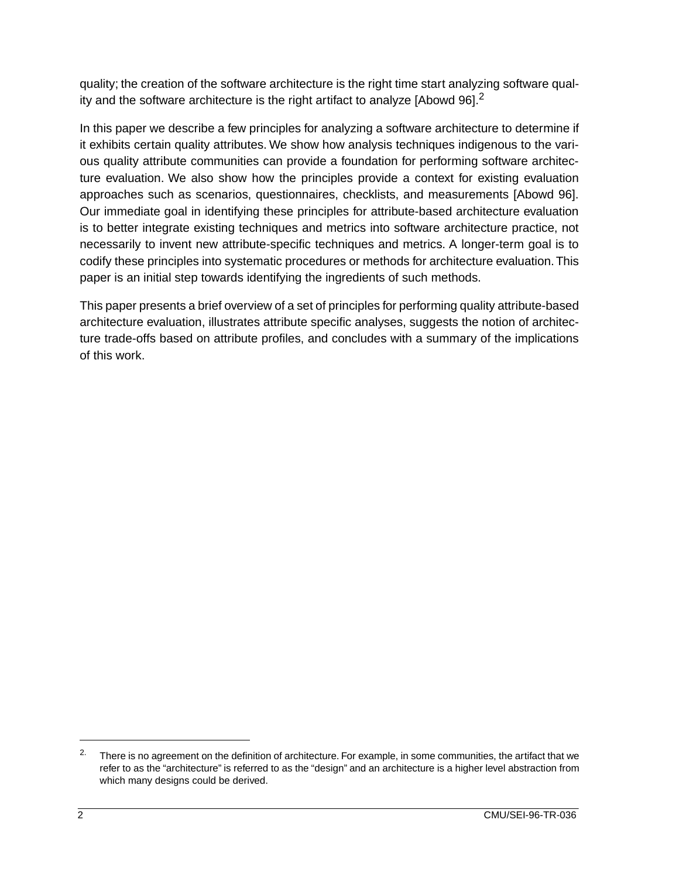quality; the creation of the software architecture is the right time start analyzing software quality and the software architecture is the right artifact to analyze [Abowd 96].[2]

In this paper we describe a few principles for analyzing a software architecture to determine if it exhibits certain quality attributes. We show how analysis techniques indigenous to the various quality attribute communities can provide a foundation for performing software architecture evaluation. We also show how the principles provide a context for existing evaluation approaches such as scenarios, questionnaires, checklists, and measurements [Abowd 96]. Our immediate goal in identifying these principles for attribute-based architecture evaluation is to better integrate existing techniques and metrics into software architecture practice, not necessarily to invent new attribute-specific techniques and metrics. A longer-term goal is to codify these principles into systematic procedures or methods for architecture evaluation. This paper is an initial step towards identifying the ingredients of such methods.

This paper presents a brief overview of a set of principles for performing quality attribute-based architecture evaluation, illustrates attribute specific analyses, suggests the notion of architecture trade-offs based on attribute profiles, and concludes with a summary of the implications of this work.

---

[2] There is no agreement on the definition of architecture. For example, in some communities, the artifact that we refer to as the "architecture" is referred to as the "design" and an architecture is a higher level abstraction from which many designs could be derived.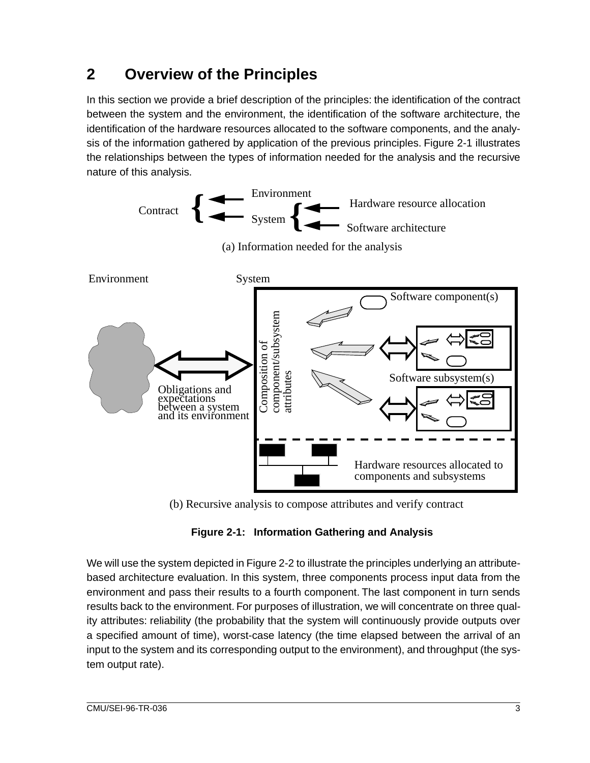# 2 Overview of the Principles

In this section we provide a brief description of the principles: the identification of the contract between the system and the environment, the identification of the software architecture, the identification of the hardware resources allocated to the software components, and the analysis of the information gathered by application of the previous principles. Figure 2-1 illustrates the relationships between the types of information needed for the analysis and the recursive nature of this analysis.

(a) Information needed for the analysis

(b) Recursive analysis to compose attributes and verify contract

**Figure 2-1: Information Gathering and Analysis**

We will use the system depicted in Figure 2-2 to illustrate the principles underlying an attribute-based architecture evaluation. In this system, three components process input data from the environment and pass their results to a fourth component. The last component in turn sends results back to the environment. For purposes of illustration, we will concentrate on three quality attributes: reliability (the probability that the system will continuously provide outputs over a specified amount of time), worst-case latency (the time elapsed between the arrival of an input to the system and its corresponding output to the environment), and throughput (the system output rate).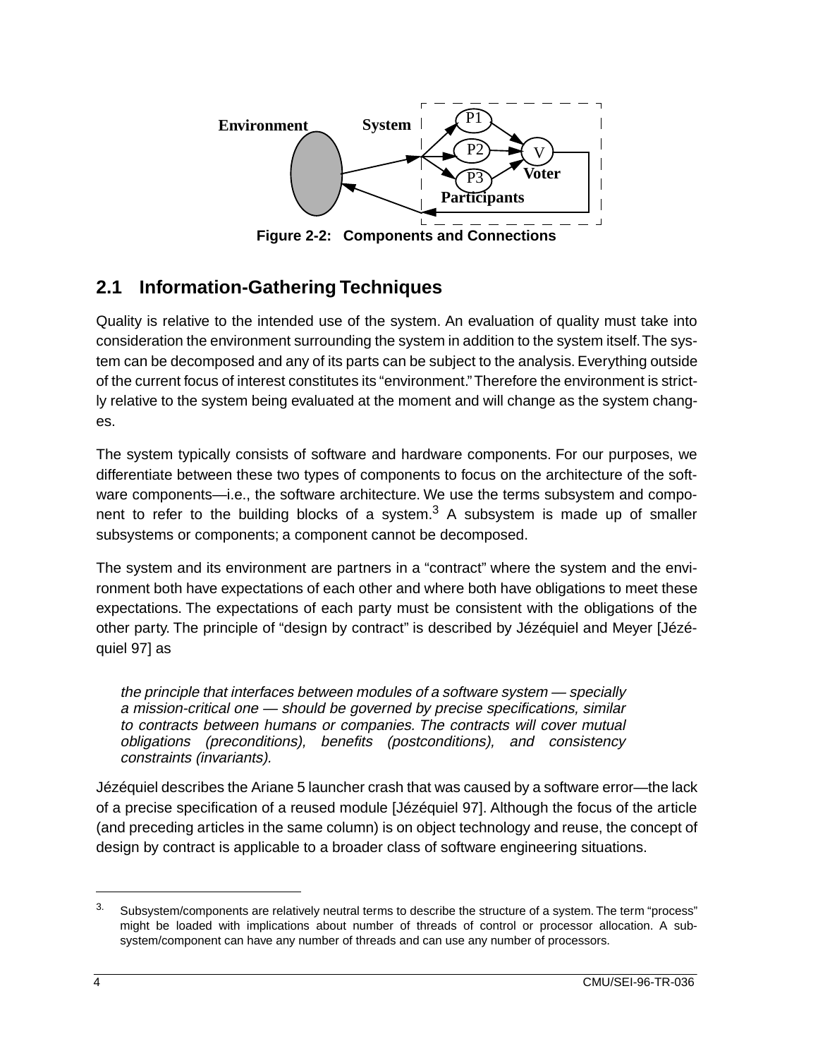Figure 2-2: Components and Connections

## 2.1 Information-Gathering Techniques

Quality is relative to the intended use of the system. An evaluation of quality must take into consideration the environment surrounding the system in addition to the system itself. The system can be decomposed and any of its parts can be subject to the analysis. Everything outside of the current focus of interest constitutes its "environment." Therefore the environment is strictly relative to the system being evaluated at the moment and will change as the system changes.

The system typically consists of software and hardware components. For our purposes, we differentiate between these two types of components to focus on the architecture of the software components—i.e., the software architecture. We use the terms subsystem and component to refer to the building blocks of a system.[3] A subsystem is made up of smaller subsystems or components; a component cannot be decomposed.

The system and its environment are partners in a "contract" where the system and the environment both have expectations of each other and where both have obligations to meet these expectations. The expectations of each party must be consistent with the obligations of the other party. The principle of "design by contract" is described by Jézéquiel and Meyer [Jézéquiel 97] as

> *the principle that interfaces between modules of a software system — specially a mission-critical one — should be governed by precise specifications, similar to contracts between humans or companies. The contracts will cover mutual obligations (preconditions), benefits (postconditions), and consistency constraints (invariants).*

Jézéquiel describes the Ariane 5 launcher crash that was caused by a software error—the lack of a precise specification of a reused module [Jézéquiel 97]. Although the focus of the article (and preceding articles in the same column) is on object technology and reuse, the concept of design by contract is applicable to a broader class of software engineering situations.

---

3. Subsystem/components are relatively neutral terms to describe the structure of a system. The term "process" might be loaded with implications about number of threads of control or processor allocation. A subsystem/component can have any number of threads and can use any number of processors.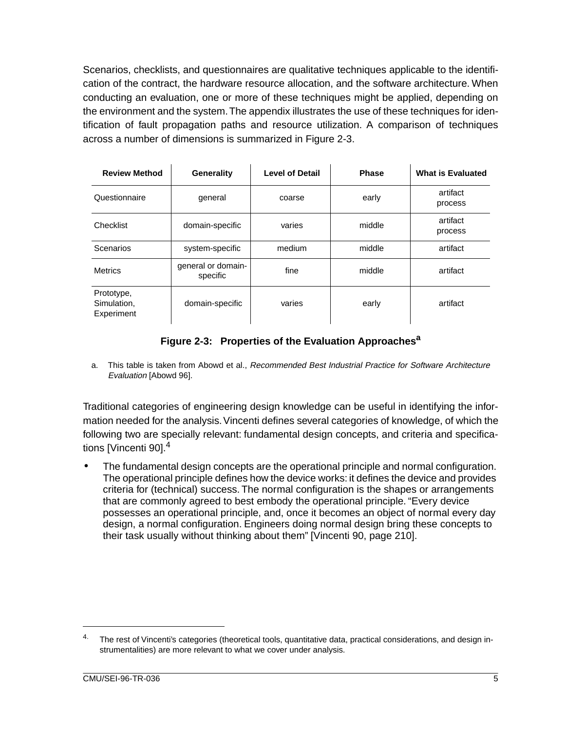Scenarios, checklists, and questionnaires are qualitative techniques applicable to the identification of the contract, the hardware resource allocation, and the software architecture. When conducting an evaluation, one or more of these techniques might be applied, depending on the environment and the system. The appendix illustrates the use of these techniques for identification of fault propagation paths and resource utilization. A comparison of techniques across a number of dimensions is summarized in Figure 2-3.

| Review Method | Generality | Level of Detail | Phase | What is Evaluated |
|---|---|---|---|---|
| Questionnaire | general | coarse | early | artifact process |
| Checklist | domain-specific | varies | middle | artifact process |
| Scenarios | system-specific | medium | middle | artifact |
| Metrics | general or domain-specific | fine | middle | artifact |
| Prototype, Simulation, Experiment | domain-specific | varies | early | artifact |

**Figure 2-3: Properties of the Evaluation Approaches[a]**

a. This table is taken from Abowd et al., *Recommended Best Industrial Practice for Software Architecture Evaluation* [Abowd 96].

Traditional categories of engineering design knowledge can be useful in identifying the information needed for the analysis. Vincenti defines several categories of knowledge, of which the following two are specially relevant: fundamental design concepts, and criteria and specifications [Vincenti 90].[4]

- The fundamental design concepts are the operational principle and normal configuration. The operational principle defines how the device works: it defines the device and provides criteria for (technical) success. The normal configuration is the shapes or arrangements that are commonly agreed to best embody the operational principle. "Every device possesses an operational principle, and, once it becomes an object of normal every day design, a normal configuration. Engineers doing normal design bring these concepts to their task usually without thinking about them" [Vincenti 90, page 210].

4. The rest of Vincenti's categories (theoretical tools, quantitative data, practical considerations, and design instrumentalities) are more relevant to what we cover under analysis.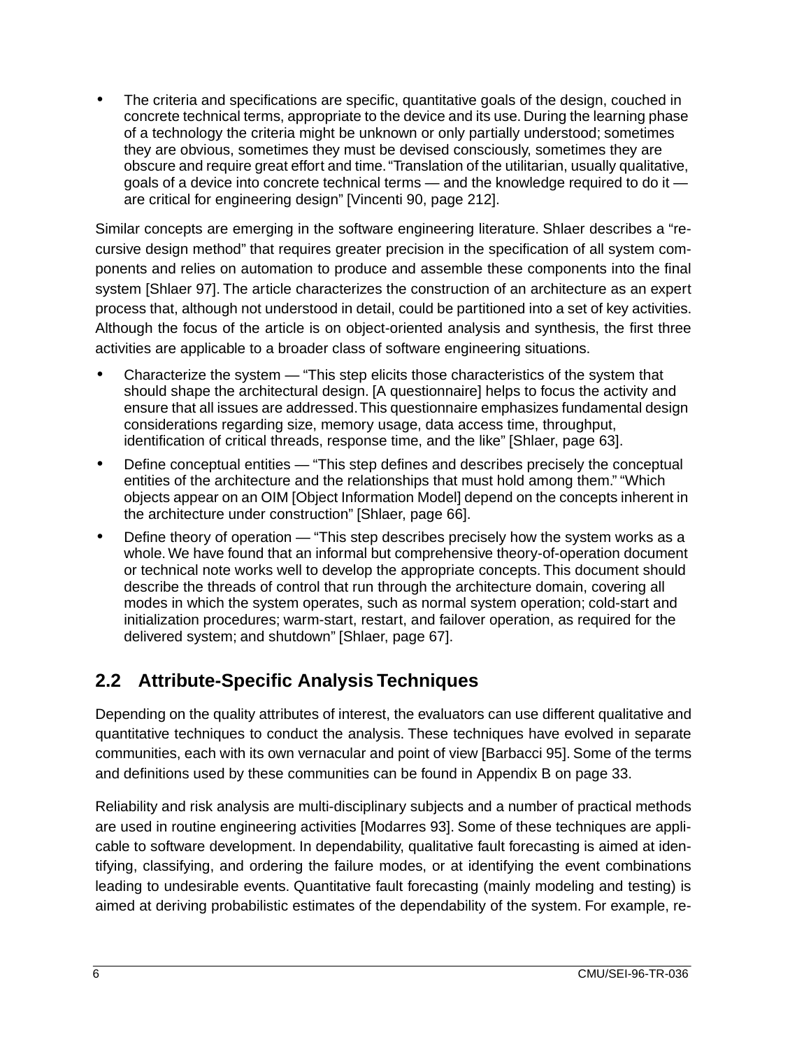- The criteria and specifications are specific, quantitative goals of the design, couched in concrete technical terms, appropriate to the device and its use. During the learning phase of a technology the criteria might be unknown or only partially understood; sometimes they are obvious, sometimes they must be devised consciously, sometimes they are obscure and require great effort and time. "Translation of the utilitarian, usually qualitative, goals of a device into concrete technical terms — and the knowledge required to do it — are critical for engineering design" [Vincenti 90, page 212].

Similar concepts are emerging in the software engineering literature. Shlaer describes a "recursive design method" that requires greater precision in the specification of all system components and relies on automation to produce and assemble these components into the final system [Shlaer 97]. The article characterizes the construction of an architecture as an expert process that, although not understood in detail, could be partitioned into a set of key activities. Although the focus of the article is on object-oriented analysis and synthesis, the first three activities are applicable to a broader class of software engineering situations.

- Characterize the system — "This step elicits those characteristics of the system that should shape the architectural design. [A questionnaire] helps to focus the activity and ensure that all issues are addressed. This questionnaire emphasizes fundamental design considerations regarding size, memory usage, data access time, throughput, identification of critical threads, response time, and the like" [Shlaer, page 63].
- Define conceptual entities — "This step defines and describes precisely the conceptual entities of the architecture and the relationships that must hold among them." "Which objects appear on an OIM [Object Information Model] depend on the concepts inherent in the architecture under construction" [Shlaer, page 66].
- Define theory of operation — "This step describes precisely how the system works as a whole. We have found that an informal but comprehensive theory-of-operation document or technical note works well to develop the appropriate concepts. This document should describe the threads of control that run through the architecture domain, covering all modes in which the system operates, such as normal system operation; cold-start and initialization procedures; warm-start, restart, and failover operation, as required for the delivered system; and shutdown" [Shlaer, page 67].

## 2.2 Attribute-Specific Analysis Techniques

Depending on the quality attributes of interest, the evaluators can use different qualitative and quantitative techniques to conduct the analysis. These techniques have evolved in separate communities, each with its own vernacular and point of view [Barbacci 95]. Some of the terms and definitions used by these communities can be found in Appendix B on page 33.

Reliability and risk analysis are multi-disciplinary subjects and a number of practical methods are used in routine engineering activities [Modarres 93]. Some of these techniques are applicable to software development. In dependability, qualitative fault forecasting is aimed at identifying, classifying, and ordering the failure modes, or at identifying the event combinations leading to undesirable events. Quantitative fault forecasting (mainly modeling and testing) is aimed at deriving probabilistic estimates of the dependability of the system. For example, re-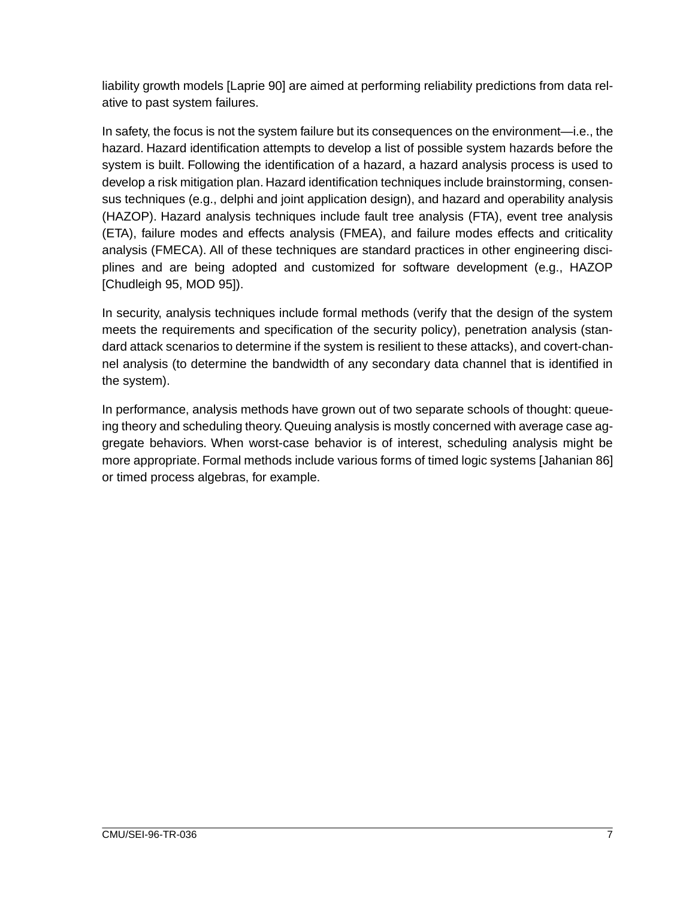liability growth models [Laprie 90] are aimed at performing reliability predictions from data relative to past system failures.

In safety, the focus is not the system failure but its consequences on the environment—i.e., the hazard. Hazard identification attempts to develop a list of possible system hazards before the system is built. Following the identification of a hazard, a hazard analysis process is used to develop a risk mitigation plan. Hazard identification techniques include brainstorming, consensus techniques (e.g., delphi and joint application design), and hazard and operability analysis (HAZOP). Hazard analysis techniques include fault tree analysis (FTA), event tree analysis (ETA), failure modes and effects analysis (FMEA), and failure modes effects and criticality analysis (FMECA). All of these techniques are standard practices in other engineering disciplines and are being adopted and customized for software development (e.g., HAZOP [Chudleigh 95, MOD 95]).

In security, analysis techniques include formal methods (verify that the design of the system meets the requirements and specification of the security policy), penetration analysis (standard attack scenarios to determine if the system is resilient to these attacks), and covert-channel analysis (to determine the bandwidth of any secondary data channel that is identified in the system).

In performance, analysis methods have grown out of two separate schools of thought: queueing theory and scheduling theory. Queuing analysis is mostly concerned with average case aggregate behaviors. When worst-case behavior is of interest, scheduling analysis might be more appropriate. Formal methods include various forms of timed logic systems [Jahanian 86] or timed process algebras, for example.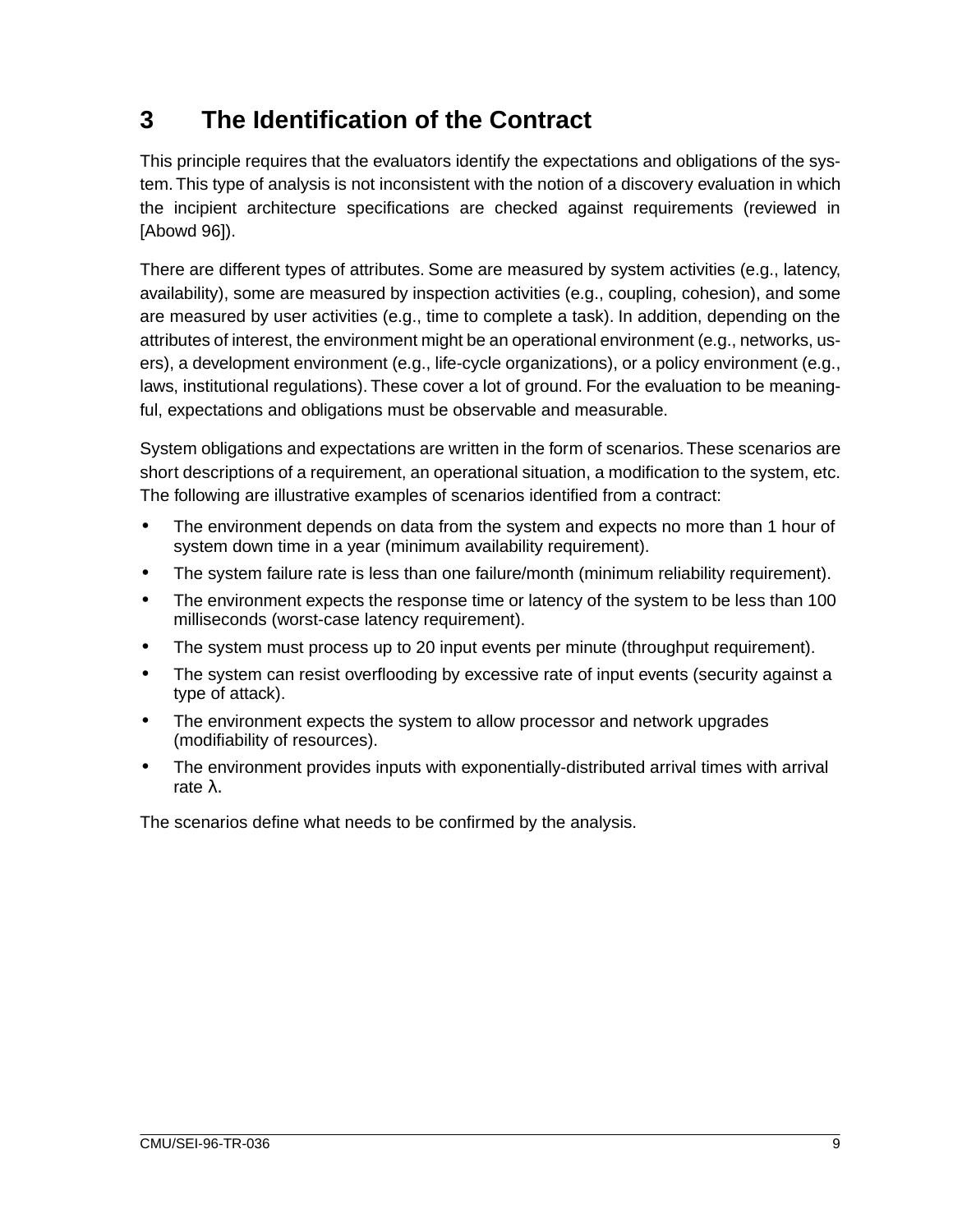# 3 The Identification of the Contract

This principle requires that the evaluators identify the expectations and obligations of the system. This type of analysis is not inconsistent with the notion of a discovery evaluation in which the incipient architecture specifications are checked against requirements (reviewed in [Abowd 96]).

There are different types of attributes. Some are measured by system activities (e.g., latency, availability), some are measured by inspection activities (e.g., coupling, cohesion), and some are measured by user activities (e.g., time to complete a task). In addition, depending on the attributes of interest, the environment might be an operational environment (e.g., networks, users), a development environment (e.g., life-cycle organizations), or a policy environment (e.g., laws, institutional regulations). These cover a lot of ground. For the evaluation to be meaningful, expectations and obligations must be observable and measurable.

System obligations and expectations are written in the form of scenarios. These scenarios are short descriptions of a requirement, an operational situation, a modification to the system, etc. The following are illustrative examples of scenarios identified from a contract:

- The environment depends on data from the system and expects no more than 1 hour of system down time in a year (minimum availability requirement).
- The system failure rate is less than one failure/month (minimum reliability requirement).
- The environment expects the response time or latency of the system to be less than 100 milliseconds (worst-case latency requirement).
- The system must process up to 20 input events per minute (throughput requirement).
- The system can resist overflooding by excessive rate of input events (security against a type of attack).
- The environment expects the system to allow processor and network upgrades (modifiability of resources).
- The environment provides inputs with exponentially-distributed arrival times with arrival rate $\lambda$.

The scenarios define what needs to be confirmed by the analysis.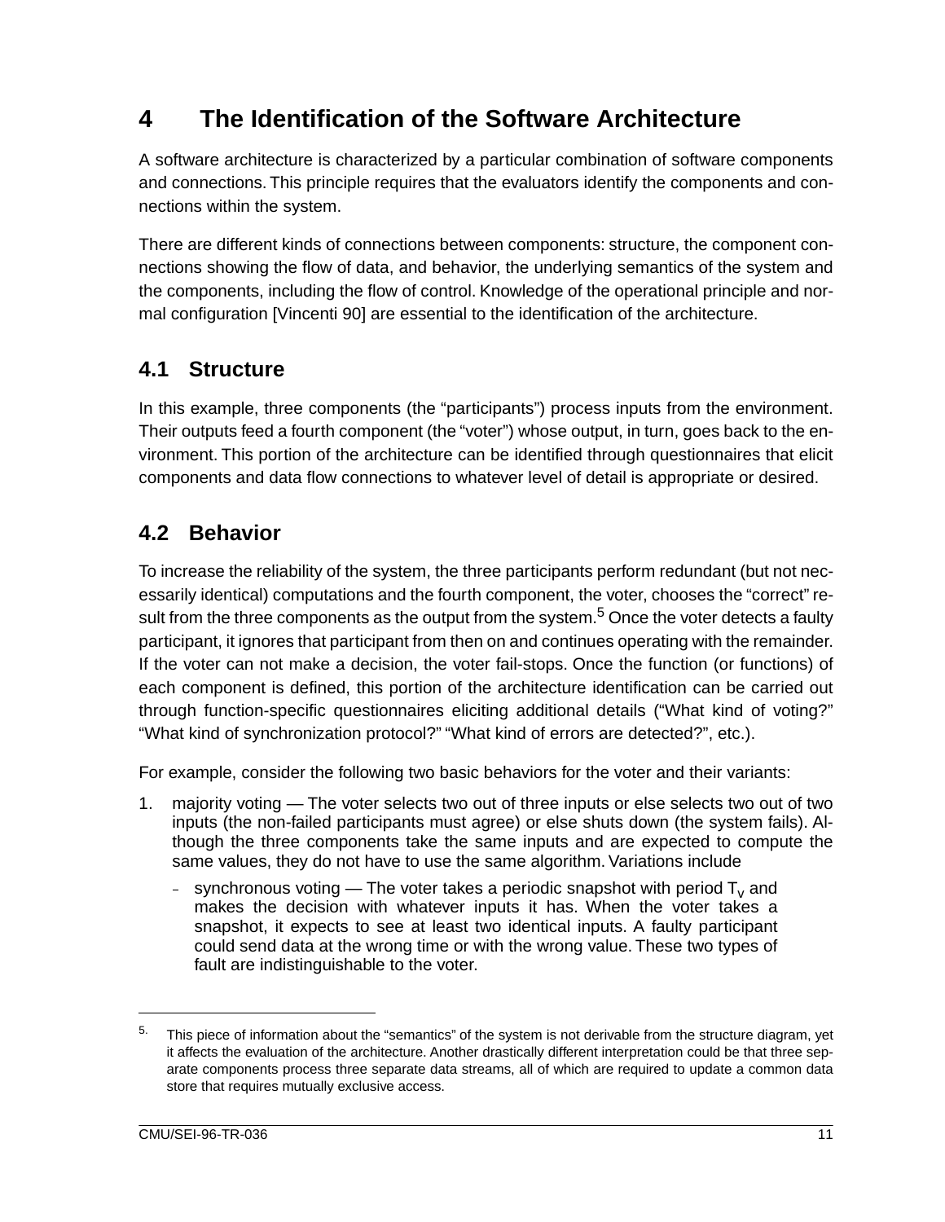# 4 The Identification of the Software Architecture

A software architecture is characterized by a particular combination of software components and connections. This principle requires that the evaluators identify the components and connections within the system.

There are different kinds of connections between components: structure, the component connections showing the flow of data, and behavior, the underlying semantics of the system and the components, including the flow of control. Knowledge of the operational principle and normal configuration [Vincenti 90] are essential to the identification of the architecture.

## 4.1 Structure

In this example, three components (the “participants”) process inputs from the environment. Their outputs feed a fourth component (the “voter”) whose output, in turn, goes back to the environment. This portion of the architecture can be identified through questionnaires that elicit components and data flow connections to whatever level of detail is appropriate or desired.

## 4.2 Behavior

To increase the reliability of the system, the three participants perform redundant (but not necessarily identical) computations and the fourth component, the voter, chooses the “correct” result from the three components as the output from the system.[5] Once the voter detects a faulty participant, it ignores that participant from then on and continues operating with the remainder. If the voter can not make a decision, the voter fail-stops. Once the function (or functions) of each component is defined, this portion of the architecture identification can be carried out through function-specific questionnaires eliciting additional details (“What kind of voting?” “What kind of synchronization protocol?” “What kind of errors are detected?”, etc.).

For example, consider the following two basic behaviors for the voter and their variants:

1. majority voting — The voter selects two out of three inputs or else selects two out of two inputs (the non-failed participants must agree) or else shuts down (the system fails). Although the three components take the same inputs and are expected to compute the same values, they do not have to use the same algorithm. Variations include
   - synchronous voting — The voter takes a periodic snapshot with period $T_v$ and makes the decision with whatever inputs it has. When the voter takes a snapshot, it expects to see at least two identical inputs. A faulty participant could send data at the wrong time or with the wrong value. These two types of fault are indistinguishable to the voter.

---

5. This piece of information about the “semantics” of the system is not derivable from the structure diagram, yet it affects the evaluation of the architecture. Another drastically different interpretation could be that three separate components process three separate data streams, all of which are required to update a common data store that requires mutually exclusive access.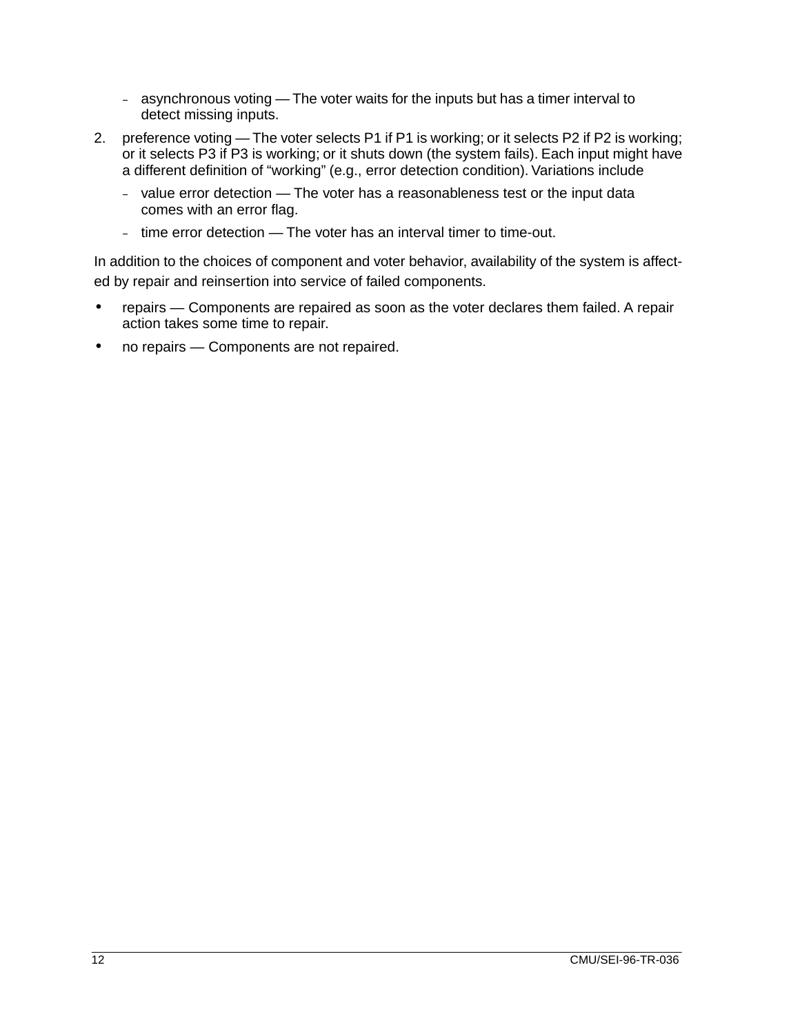- asynchronous voting — The voter waits for the inputs but has a timer interval to detect missing inputs.

2. preference voting — The voter selects P1 if P1 is working; or it selects P2 if P2 is working; or it selects P3 if P3 is working; or it shuts down (the system fails). Each input might have a different definition of “working” (e.g., error detection condition). Variations include
   - value error detection — The voter has a reasonableness test or the input data comes with an error flag.
   - time error detection — The voter has an interval timer to time-out.

In addition to the choices of component and voter behavior, availability of the system is affected by repair and reinsertion into service of failed components.

- repairs — Components are repaired as soon as the voter declares them failed. A repair action takes some time to repair.
- no repairs — Components are not repaired.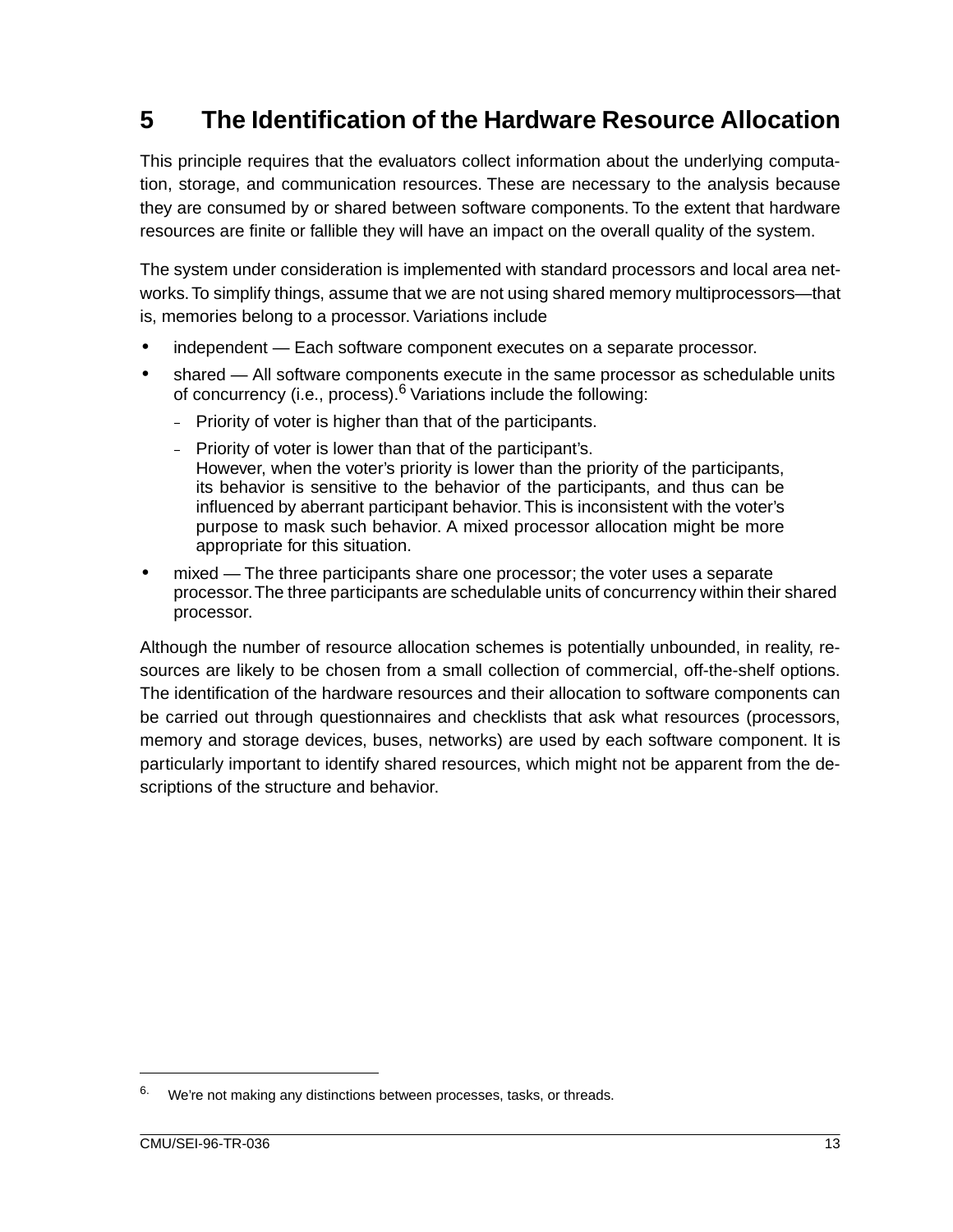# 5 The Identification of the Hardware Resource Allocation

This principle requires that the evaluators collect information about the underlying computation, storage, and communication resources. These are necessary to the analysis because they are consumed by or shared between software components. To the extent that hardware resources are finite or fallible they will have an impact on the overall quality of the system.

The system under consideration is implemented with standard processors and local area networks. To simplify things, assume that we are not using shared memory multiprocessors—that is, memories belong to a processor. Variations include

- independent — Each software component executes on a separate processor.
- shared — All software components execute in the same processor as schedulable units of concurrency (i.e., process).[6] Variations include the following:
  - Priority of voter is higher than that of the participants.
  - Priority of voter is lower than that of the participant's.
    However, when the voter's priority is lower than the priority of the participants, its behavior is sensitive to the behavior of the participants, and thus can be influenced by aberrant participant behavior. This is inconsistent with the voter's purpose to mask such behavior. A mixed processor allocation might be more appropriate for this situation.
- mixed — The three participants share one processor; the voter uses a separate processor. The three participants are schedulable units of concurrency within their shared processor.

Although the number of resource allocation schemes is potentially unbounded, in reality, resources are likely to be chosen from a small collection of commercial, off-the-shelf options. The identification of the hardware resources and their allocation to software components can be carried out through questionnaires and checklists that ask what resources (processors, memory and storage devices, buses, networks) are used by each software component. It is particularly important to identify shared resources, which might not be apparent from the descriptions of the structure and behavior.

---

6. We're not making any distinctions between processes, tasks, or threads.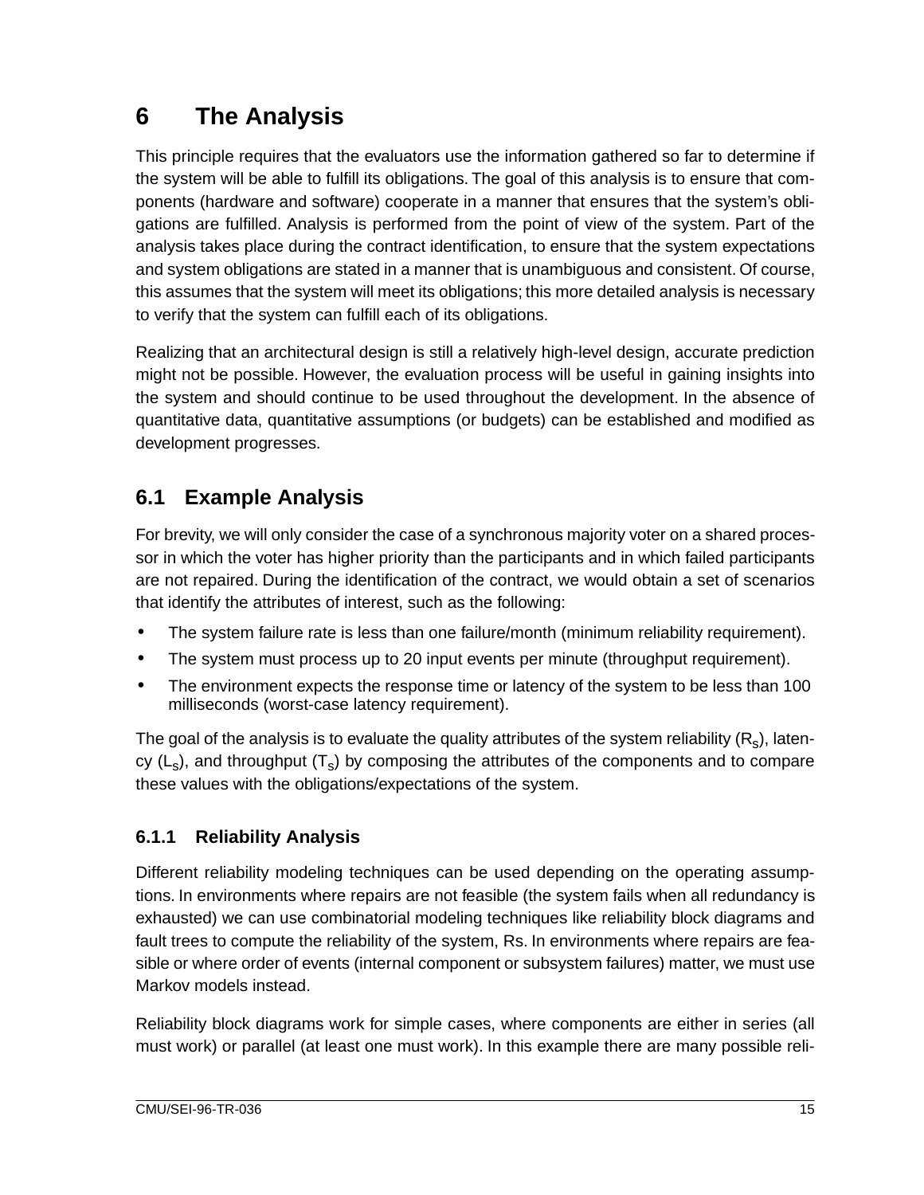# 6 The Analysis

This principle requires that the evaluators use the information gathered so far to determine if the system will be able to fulfill its obligations. The goal of this analysis is to ensure that components (hardware and software) cooperate in a manner that ensures that the system's obligations are fulfilled. Analysis is performed from the point of view of the system. Part of the analysis takes place during the contract identification, to ensure that the system expectations and system obligations are stated in a manner that is unambiguous and consistent. Of course, this assumes that the system will meet its obligations; this more detailed analysis is necessary to verify that the system can fulfill each of its obligations.

Realizing that an architectural design is still a relatively high-level design, accurate prediction might not be possible. However, the evaluation process will be useful in gaining insights into the system and should continue to be used throughout the development. In the absence of quantitative data, quantitative assumptions (or budgets) can be established and modified as development progresses.

## 6.1 Example Analysis

For brevity, we will only consider the case of a synchronous majority voter on a shared processor in which the voter has higher priority than the participants and in which failed participants are not repaired. During the identification of the contract, we would obtain a set of scenarios that identify the attributes of interest, such as the following:

- The system failure rate is less than one failure/month (minimum reliability requirement).
- The system must process up to 20 input events per minute (throughput requirement).
- The environment expects the response time or latency of the system to be less than 100 milliseconds (worst-case latency requirement).

The goal of the analysis is to evaluate the quality attributes of the system reliability ($R_S$), latency ($L_S$), and throughput ($T_S$) by composing the attributes of the components and to compare these values with the obligations/expectations of the system.

### 6.1.1 Reliability Analysis

Different reliability modeling techniques can be used depending on the operating assumptions. In environments where repairs are not feasible (the system fails when all redundancy is exhausted) we can use combinatorial modeling techniques like reliability block diagrams and fault trees to compute the reliability of the system, Rs. In environments where repairs are feasible or where order of events (internal component or subsystem failures) matter, we must use Markov models instead.

Reliability block diagrams work for simple cases, where components are either in series (all must work) or parallel (at least one must work). In this example there are many possible reli-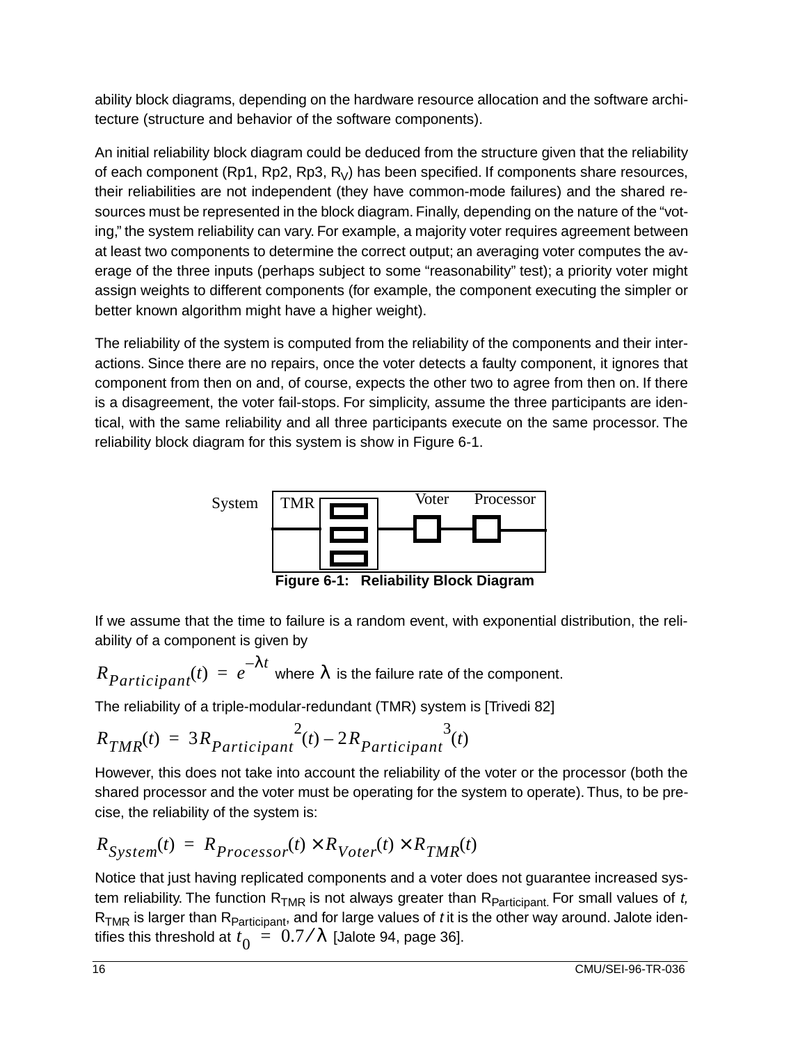ability block diagrams, depending on the hardware resource allocation and the software architecture (structure and behavior of the software components).

An initial reliability block diagram could be deduced from the structure given that the reliability of each component (Rp1, Rp2, Rp3, $R_V$) has been specified. If components share resources, their reliabilities are not independent (they have common-mode failures) and the shared resources must be represented in the block diagram. Finally, depending on the nature of the "voting," the system reliability can vary. For example, a majority voter requires agreement between at least two components to determine the correct output; an averaging voter computes the average of the three inputs (perhaps subject to some "reasonability" test); a priority voter might assign weights to different components (for example, the component executing the simpler or better known algorithm might have a higher weight).

The reliability of the system is computed from the reliability of the components and their interactions. Since there are no repairs, once the voter detects a faulty component, it ignores that component from then on and, of course, expects the other two to agree from then on. If there is a disagreement, the voter fail-stops. For simplicity, assume the three participants are identical, with the same reliability and all three participants execute on the same processor. The reliability block diagram for this system is show in Figure 6-1.

System | TMR | Voter | Processor

**Figure 6-1: Reliability Block Diagram**

If we assume that the time to failure is a random event, with exponential distribution, the reliability of a component is given by

$R_{Participant}(t) = e^{-\lambda t}$ where $\lambda$ is the failure rate of the component.

The reliability of a triple-modular-redundant (TMR) system is [Trivedi 82]

$$R_{TMR}(t) = 3R_{Participant}^{\ 2}(t) - 2R_{Participant}^{\ 3}(t)$$

However, this does not take into account the reliability of the voter or the processor (both the shared processor and the voter must be operating for the system to operate). Thus, to be precise, the reliability of the system is:

$$R_{System}(t) = R_{Processor}(t) \times R_{Voter}(t) \times R_{TMR}(t)$$

Notice that just having replicated components and a voter does not guarantee increased system reliability. The function $R_{TMR}$ is not always greater than $R_{Participant}$. For small values of *t,* $R_{TMR}$ is larger than $R_{Participant}$, and for large values of *t* it is the other way around. Jalote identifies this threshold at $t_0 = 0.7/\lambda$ [Jalote 94, page 36].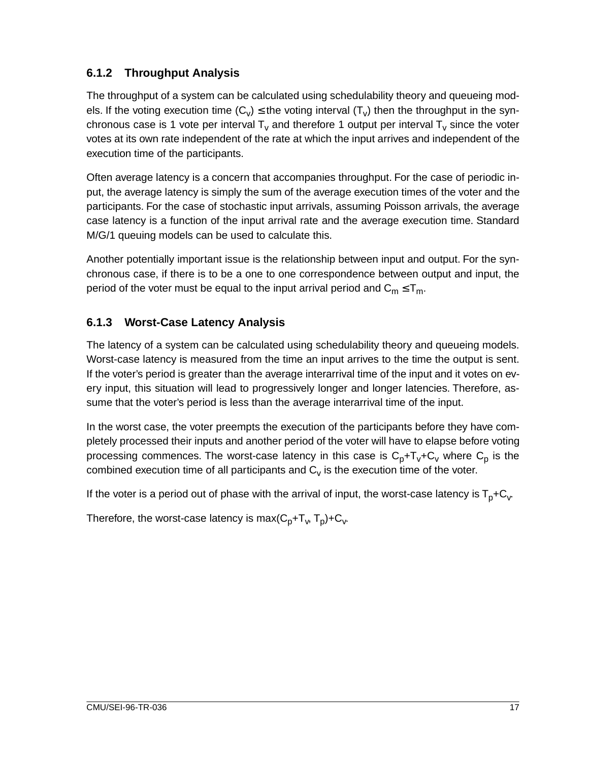### 6.1.2 Throughput Analysis

The throughput of a system can be calculated using schedulability theory and queueing models. If the voting execution time ($C_v$) $\leq$ the voting interval ($T_v$) then the throughput in the synchronous case is 1 vote per interval $T_v$ and therefore 1 output per interval $T_v$ since the voter votes at its own rate independent of the rate at which the input arrives and independent of the execution time of the participants.

Often average latency is a concern that accompanies throughput. For the case of periodic input, the average latency is simply the sum of the average execution times of the voter and the participants. For the case of stochastic input arrivals, assuming Poisson arrivals, the average case latency is a function of the input arrival rate and the average execution time. Standard M/G/1 queuing models can be used to calculate this.

Another potentially important issue is the relationship between input and output. For the synchronous case, if there is to be a one to one correspondence between output and input, the period of the voter must be equal to the input arrival period and $C_m \leq T_m$.

### 6.1.3 Worst-Case Latency Analysis

The latency of a system can be calculated using schedulability theory and queueing models. Worst-case latency is measured from the time an input arrives to the time the output is sent. If the voter's period is greater than the average interarrival time of the input and it votes on every input, this situation will lead to progressively longer and longer latencies. Therefore, assume that the voter's period is less than the average interarrival time of the input.

In the worst case, the voter preempts the execution of the participants before they have completely processed their inputs and another period of the voter will have to elapse before voting processing commences. The worst-case latency in this case is $C_p+T_v+C_v$ where $C_p$ is the combined execution time of all participants and $C_v$ is the execution time of the voter.

If the voter is a period out of phase with the arrival of input, the worst-case latency is $T_p+C_v$.

Therefore, the worst-case latency is $\max(C_p+T_v, T_p)+C_v$.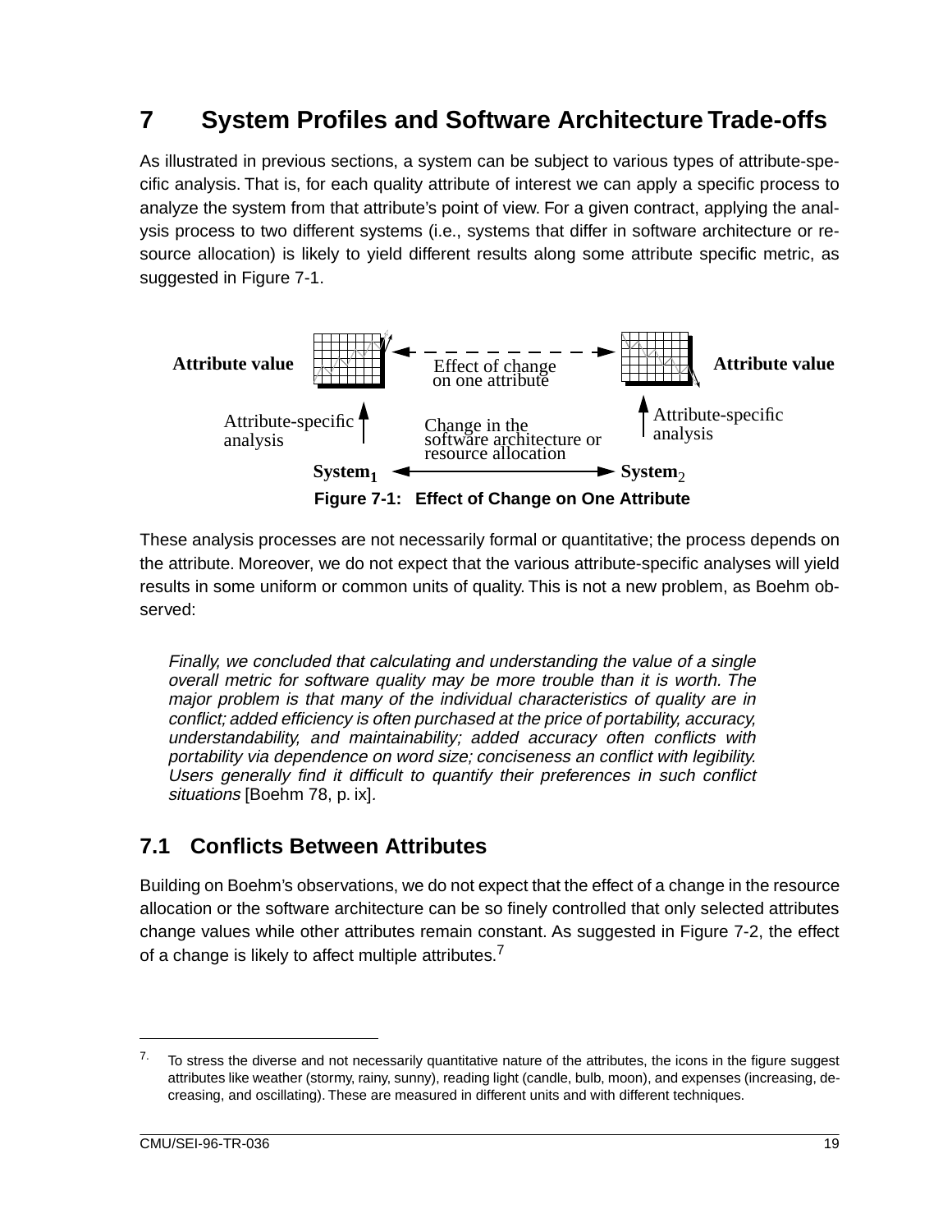# 7 System Profiles and Software Architecture Trade-offs

As illustrated in previous sections, a system can be subject to various types of attribute-specific analysis. That is, for each quality attribute of interest we can apply a specific process to analyze the system from that attribute's point of view. For a given contract, applying the analysis process to two different systems (i.e., systems that differ in software architecture or resource allocation) is likely to yield different results along some attribute specific metric, as suggested in Figure 7-1.

Figure 7-1: Effect of Change on One Attribute

These analysis processes are not necessarily formal or quantitative; the process depends on the attribute. Moreover, we do not expect that the various attribute-specific analyses will yield results in some uniform or common units of quality. This is not a new problem, as Boehm observed:

> *Finally, we concluded that calculating and understanding the value of a single overall metric for software quality may be more trouble than it is worth. The major problem is that many of the individual characteristics of quality are in conflict; added efficiency is often purchased at the price of portability, accuracy, understandability, and maintainability; added accuracy often conflicts with portability via dependence on word size; conciseness an conflict with legibility. Users generally find it difficult to quantify their preferences in such conflict situations* [Boehm 78, p. ix].

## 7.1 Conflicts Between Attributes

Building on Boehm's observations, we do not expect that the effect of a change in the resource allocation or the software architecture can be so finely controlled that only selected attributes change values while other attributes remain constant. As suggested in Figure 7-2, the effect of a change is likely to affect multiple attributes.[7]

---

[7] To stress the diverse and not necessarily quantitative nature of the attributes, the icons in the figure suggest attributes like weather (stormy, rainy, sunny), reading light (candle, bulb, moon), and expenses (increasing, decreasing, and oscillating). These are measured in different units and with different techniques.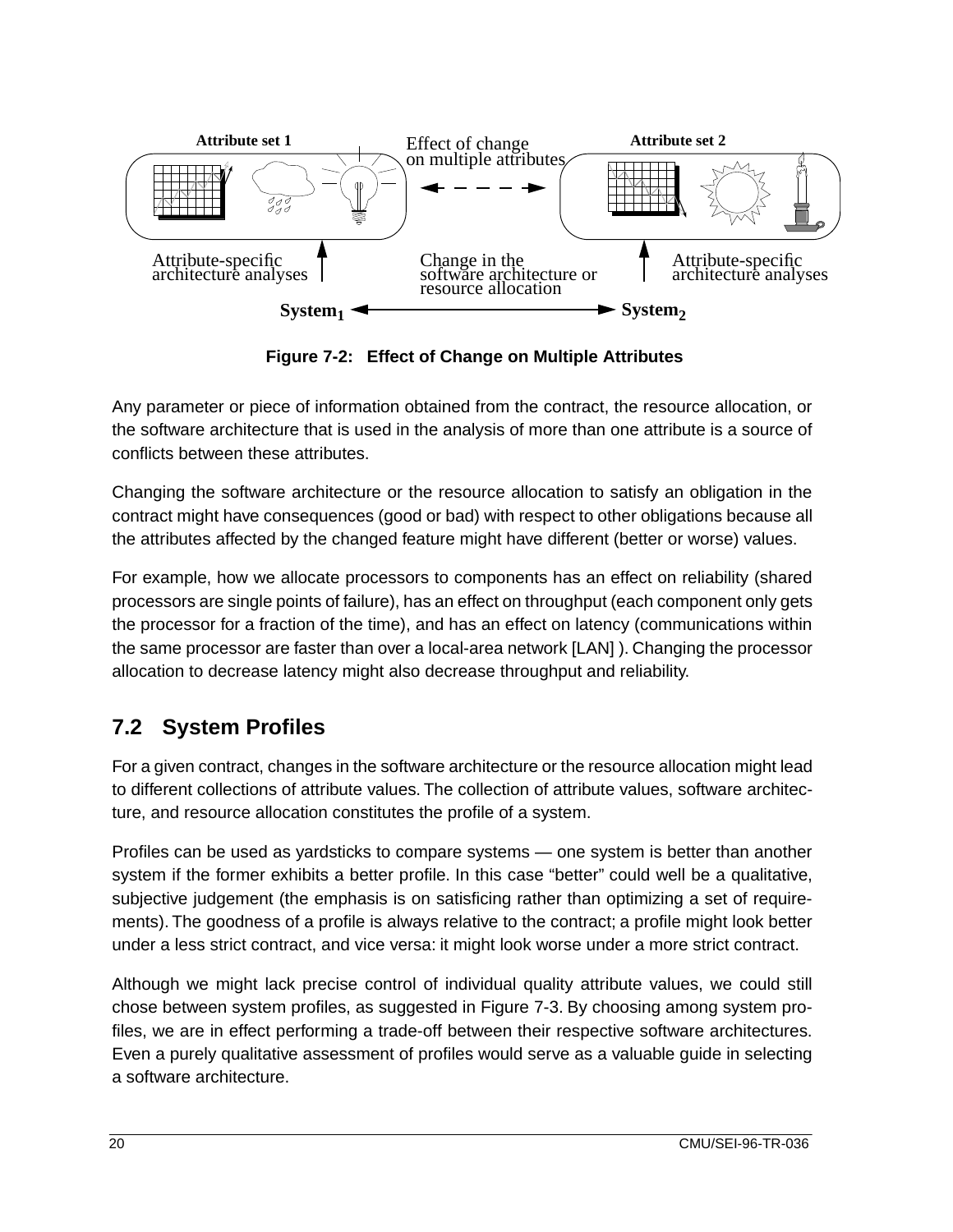**Figure 7-2: Effect of Change on Multiple Attributes**

Any parameter or piece of information obtained from the contract, the resource allocation, or the software architecture that is used in the analysis of more than one attribute is a source of conflicts between these attributes.

Changing the software architecture or the resource allocation to satisfy an obligation in the contract might have consequences (good or bad) with respect to other obligations because all the attributes affected by the changed feature might have different (better or worse) values.

For example, how we allocate processors to components has an effect on reliability (shared processors are single points of failure), has an effect on throughput (each component only gets the processor for a fraction of the time), and has an effect on latency (communications within the same processor are faster than over a local-area network [LAN] ). Changing the processor allocation to decrease latency might also decrease throughput and reliability.

## 7.2 System Profiles

For a given contract, changes in the software architecture or the resource allocation might lead to different collections of attribute values. The collection of attribute values, software architecture, and resource allocation constitutes the profile of a system.

Profiles can be used as yardsticks to compare systems — one system is better than another system if the former exhibits a better profile. In this case "better" could well be a qualitative, subjective judgement (the emphasis is on satisficing rather than optimizing a set of requirements). The goodness of a profile is always relative to the contract; a profile might look better under a less strict contract, and vice versa: it might look worse under a more strict contract.

Although we might lack precise control of individual quality attribute values, we could still chose between system profiles, as suggested in Figure 7-3. By choosing among system profiles, we are in effect performing a trade-off between their respective software architectures. Even a purely qualitative assessment of profiles would serve as a valuable guide in selecting a software architecture.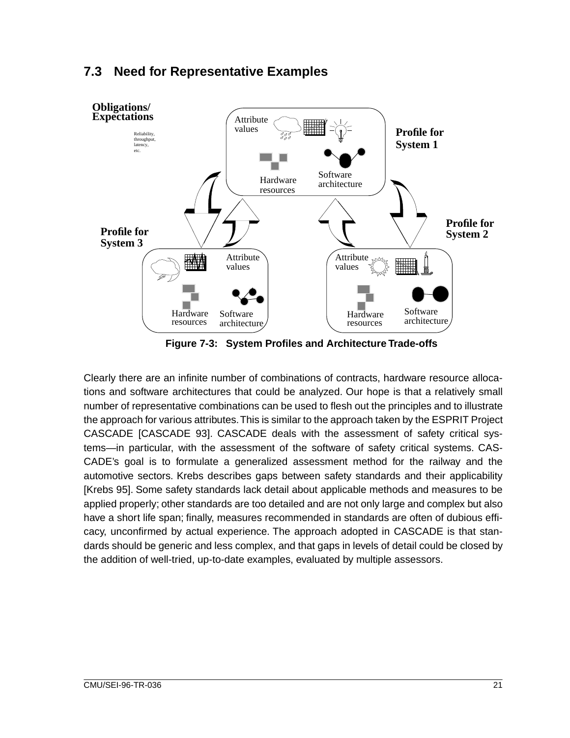## 7.3 Need for Representative Examples

Figure 7-3: System Profiles and Architecture Trade-offs

Clearly there are an infinite number of combinations of contracts, hardware resource allocations and software architectures that could be analyzed. Our hope is that a relatively small number of representative combinations can be used to flesh out the principles and to illustrate the approach for various attributes. This is similar to the approach taken by the ESPRIT Project CASCADE [CASCADE 93]. CASCADE deals with the assessment of safety critical systems—in particular, with the assessment of the software of safety critical systems. CASCADE's goal is to formulate a generalized assessment method for the railway and the automotive sectors. Krebs describes gaps between safety standards and their applicability [Krebs 95]. Some safety standards lack detail about applicable methods and measures to be applied properly; other standards are too detailed and are not only large and complex but also have a short life span; finally, measures recommended in standards are often of dubious efficacy, unconfirmed by actual experience. The approach adopted in CASCADE is that standards should be generic and less complex, and that gaps in levels of detail could be closed by the addition of well-tried, up-to-date examples, evaluated by multiple assessors.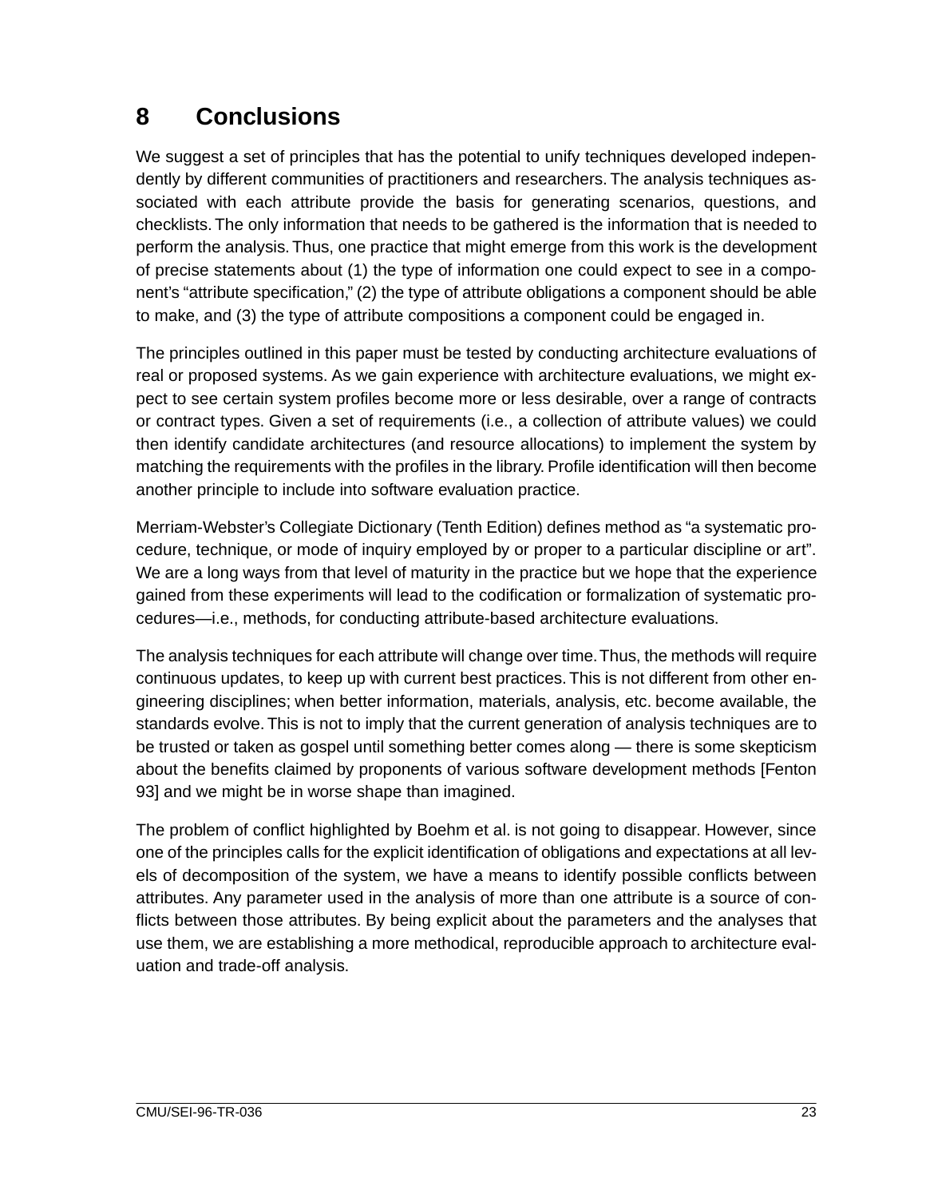# 8 Conclusions

We suggest a set of principles that has the potential to unify techniques developed independently by different communities of practitioners and researchers. The analysis techniques associated with each attribute provide the basis for generating scenarios, questions, and checklists. The only information that needs to be gathered is the information that is needed to perform the analysis. Thus, one practice that might emerge from this work is the development of precise statements about (1) the type of information one could expect to see in a component's "attribute specification," (2) the type of attribute obligations a component should be able to make, and (3) the type of attribute compositions a component could be engaged in.

The principles outlined in this paper must be tested by conducting architecture evaluations of real or proposed systems. As we gain experience with architecture evaluations, we might expect to see certain system profiles become more or less desirable, over a range of contracts or contract types. Given a set of requirements (i.e., a collection of attribute values) we could then identify candidate architectures (and resource allocations) to implement the system by matching the requirements with the profiles in the library. Profile identification will then become another principle to include into software evaluation practice.

Merriam-Webster's Collegiate Dictionary (Tenth Edition) defines method as "a systematic procedure, technique, or mode of inquiry employed by or proper to a particular discipline or art". We are a long ways from that level of maturity in the practice but we hope that the experience gained from these experiments will lead to the codification or formalization of systematic procedures—i.e., methods, for conducting attribute-based architecture evaluations.

The analysis techniques for each attribute will change over time. Thus, the methods will require continuous updates, to keep up with current best practices. This is not different from other engineering disciplines; when better information, materials, analysis, etc. become available, the standards evolve. This is not to imply that the current generation of analysis techniques are to be trusted or taken as gospel until something better comes along — there is some skepticism about the benefits claimed by proponents of various software development methods [Fenton 93] and we might be in worse shape than imagined.

The problem of conflict highlighted by Boehm et al. is not going to disappear. However, since one of the principles calls for the explicit identification of obligations and expectations at all levels of decomposition of the system, we have a means to identify possible conflicts between attributes. Any parameter used in the analysis of more than one attribute is a source of conflicts between those attributes. By being explicit about the parameters and the analyses that use them, we are establishing a more methodical, reproducible approach to architecture evaluation and trade-off analysis.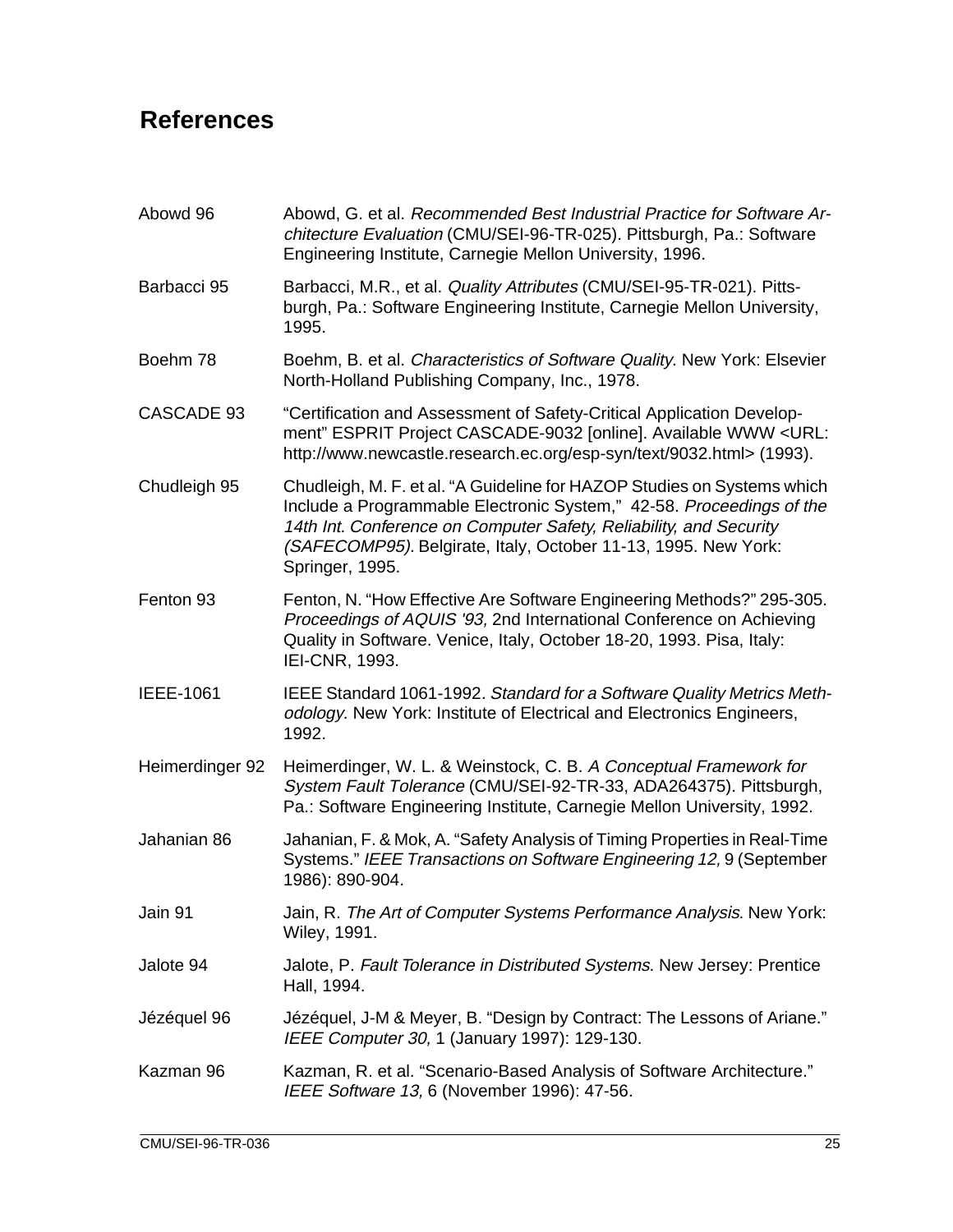## References

| | |
|---|---|
| Abowd 96 | Abowd, G. et al. *Recommended Best Industrial Practice for Software Architecture Evaluation* (CMU/SEI-96-TR-025). Pittsburgh, Pa.: Software Engineering Institute, Carnegie Mellon University, 1996. |
| Barbacci 95 | Barbacci, M.R., et al. *Quality Attributes* (CMU/SEI-95-TR-021). Pittsburgh, Pa.: Software Engineering Institute, Carnegie Mellon University, 1995. |
| Boehm 78 | Boehm, B. et al. *Characteristics of Software Quality*. New York: Elsevier North-Holland Publishing Company, Inc., 1978. |
| CASCADE 93 | "Certification and Assessment of Safety-Critical Application Development" ESPRIT Project CASCADE-9032 [online]. Available WWW <URL: http://www.newcastle.research.ec.org/esp-syn/text/9032.html> (1993). |
| Chudleigh 95 | Chudleigh, M. F. et al. "A Guideline for HAZOP Studies on Systems which Include a Programmable Electronic System," 42-58. *Proceedings of the 14th Int. Conference on Computer Safety, Reliability, and Security (SAFECOMP95).* Belgirate, Italy, October 11-13, 1995. New York: Springer, 1995. |
| Fenton 93 | Fenton, N. "How Effective Are Software Engineering Methods?" 295-305. *Proceedings of AQUIS '93,* 2nd International Conference on Achieving Quality in Software. Venice, Italy, October 18-20, 1993. Pisa, Italy: IEI-CNR, 1993. |
| IEEE-1061 | IEEE Standard 1061-1992. *Standard for a Software Quality Metrics Methodology*. New York: Institute of Electrical and Electronics Engineers, 1992. |
| Heimerdinger 92 | Heimerdinger, W. L. & Weinstock, C. B. *A Conceptual Framework for System Fault Tolerance* (CMU/SEI-92-TR-33, ADA264375). Pittsburgh, Pa.: Software Engineering Institute, Carnegie Mellon University, 1992. |
| Jahanian 86 | Jahanian, F. & Mok, A. "Safety Analysis of Timing Properties in Real-Time Systems." *IEEE Transactions on Software Engineering 12,* 9 (September 1986): 890-904. |
| Jain 91 | Jain, R. *The Art of Computer Systems Performance Analysis*. New York: Wiley, 1991. |
| Jalote 94 | Jalote, P. *Fault Tolerance in Distributed Systems*. New Jersey: Prentice Hall, 1994. |
| Jézéquel 96 | Jézéquel, J-M & Meyer, B. "Design by Contract: The Lessons of Ariane." *IEEE Computer 30,* 1 (January 1997): 129-130. |
| Kazman 96 | Kazman, R. et al. "Scenario-Based Analysis of Software Architecture." *IEEE Software 13,* 6 (November 1996): 47-56. |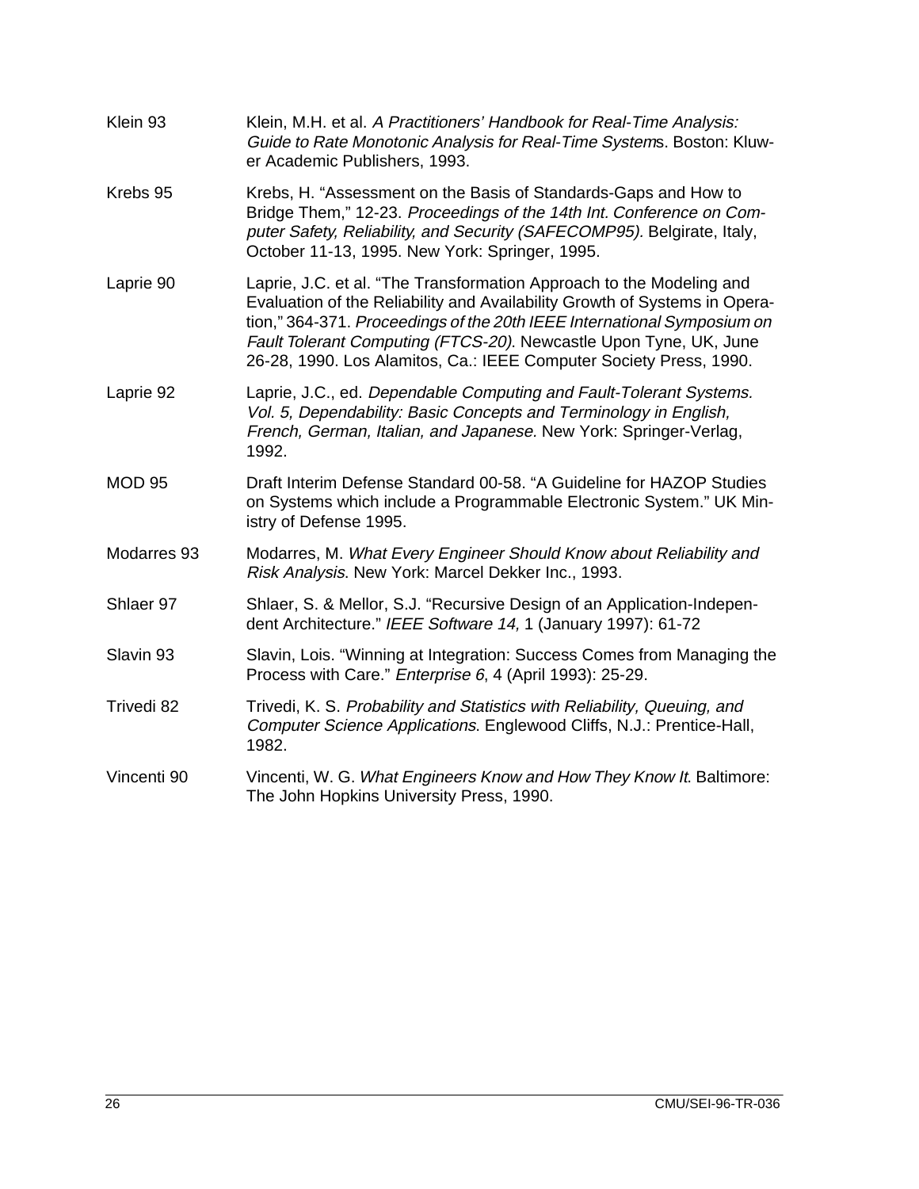Klein 93 — Klein, M.H. et al. *A Practitioners' Handbook for Real-Time Analysis: Guide to Rate Monotonic Analysis for Real-Time Systems*. Boston: Kluwer Academic Publishers, 1993.

Krebs 95 — Krebs, H. "Assessment on the Basis of Standards-Gaps and How to Bridge Them," 12-23. *Proceedings of the 14th Int. Conference on Computer Safety, Reliability, and Security (SAFECOMP95)*. Belgirate, Italy, October 11-13, 1995. New York: Springer, 1995.

Laprie 90 — Laprie, J.C. et al. "The Transformation Approach to the Modeling and Evaluation of the Reliability and Availability Growth of Systems in Operation," 364-371. *Proceedings of the 20th IEEE International Symposium on Fault Tolerant Computing (FTCS-20)*. Newcastle Upon Tyne, UK, June 26-28, 1990. Los Alamitos, Ca.: IEEE Computer Society Press, 1990.

Laprie 92 — Laprie, J.C., ed. *Dependable Computing and Fault-Tolerant Systems. Vol. 5, Dependability: Basic Concepts and Terminology in English, French, German, Italian, and Japanese*. New York: Springer-Verlag, 1992.

MOD 95 — Draft Interim Defense Standard 00-58. "A Guideline for HAZOP Studies on Systems which include a Programmable Electronic System." UK Ministry of Defense 1995.

Modarres 93 — Modarres, M. *What Every Engineer Should Know about Reliability and Risk Analysis*. New York: Marcel Dekker Inc., 1993.

Shlaer 97 — Shlaer, S. & Mellor, S.J. "Recursive Design of an Application-Independent Architecture." *IEEE Software 14,* 1 (January 1997): 61-72

Slavin 93 — Slavin, Lois. "Winning at Integration: Success Comes from Managing the Process with Care." *Enterprise 6*, 4 (April 1993): 25-29.

Trivedi 82 — Trivedi, K. S. *Probability and Statistics with Reliability, Queuing, and Computer Science Applications*. Englewood Cliffs, N.J.: Prentice-Hall, 1982.

Vincenti 90 — Vincenti, W. G. *What Engineers Know and How They Know It*. Baltimore: The John Hopkins University Press, 1990.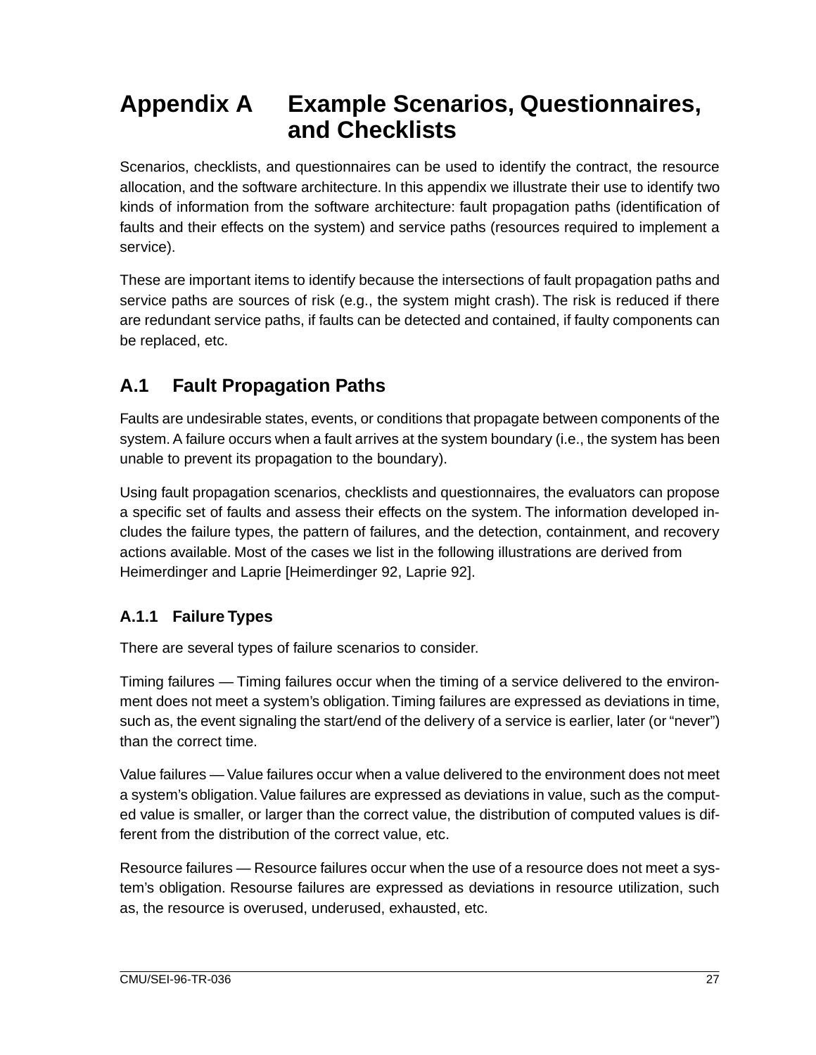# Appendix A Example Scenarios, Questionnaires, and Checklists

Scenarios, checklists, and questionnaires can be used to identify the contract, the resource allocation, and the software architecture. In this appendix we illustrate their use to identify two kinds of information from the software architecture: fault propagation paths (identification of faults and their effects on the system) and service paths (resources required to implement a service).

These are important items to identify because the intersections of fault propagation paths and service paths are sources of risk (e.g., the system might crash). The risk is reduced if there are redundant service paths, if faults can be detected and contained, if faulty components can be replaced, etc.

## A.1 Fault Propagation Paths

Faults are undesirable states, events, or conditions that propagate between components of the system. A failure occurs when a fault arrives at the system boundary (i.e., the system has been unable to prevent its propagation to the boundary).

Using fault propagation scenarios, checklists and questionnaires, the evaluators can propose a specific set of faults and assess their effects on the system. The information developed includes the failure types, the pattern of failures, and the detection, containment, and recovery actions available. Most of the cases we list in the following illustrations are derived from Heimerdinger and Laprie [Heimerdinger 92, Laprie 92].

### A.1.1 Failure Types

There are several types of failure scenarios to consider.

Timing failures — Timing failures occur when the timing of a service delivered to the environment does not meet a system's obligation. Timing failures are expressed as deviations in time, such as, the event signaling the start/end of the delivery of a service is earlier, later (or "never") than the correct time.

Value failures — Value failures occur when a value delivered to the environment does not meet a system's obligation. Value failures are expressed as deviations in value, such as the computed value is smaller, or larger than the correct value, the distribution of computed values is different from the distribution of the correct value, etc.

Resource failures — Resource failures occur when the use of a resource does not meet a system's obligation. Resourse failures are expressed as deviations in resource utilization, such as, the resource is overused, underused, exhausted, etc.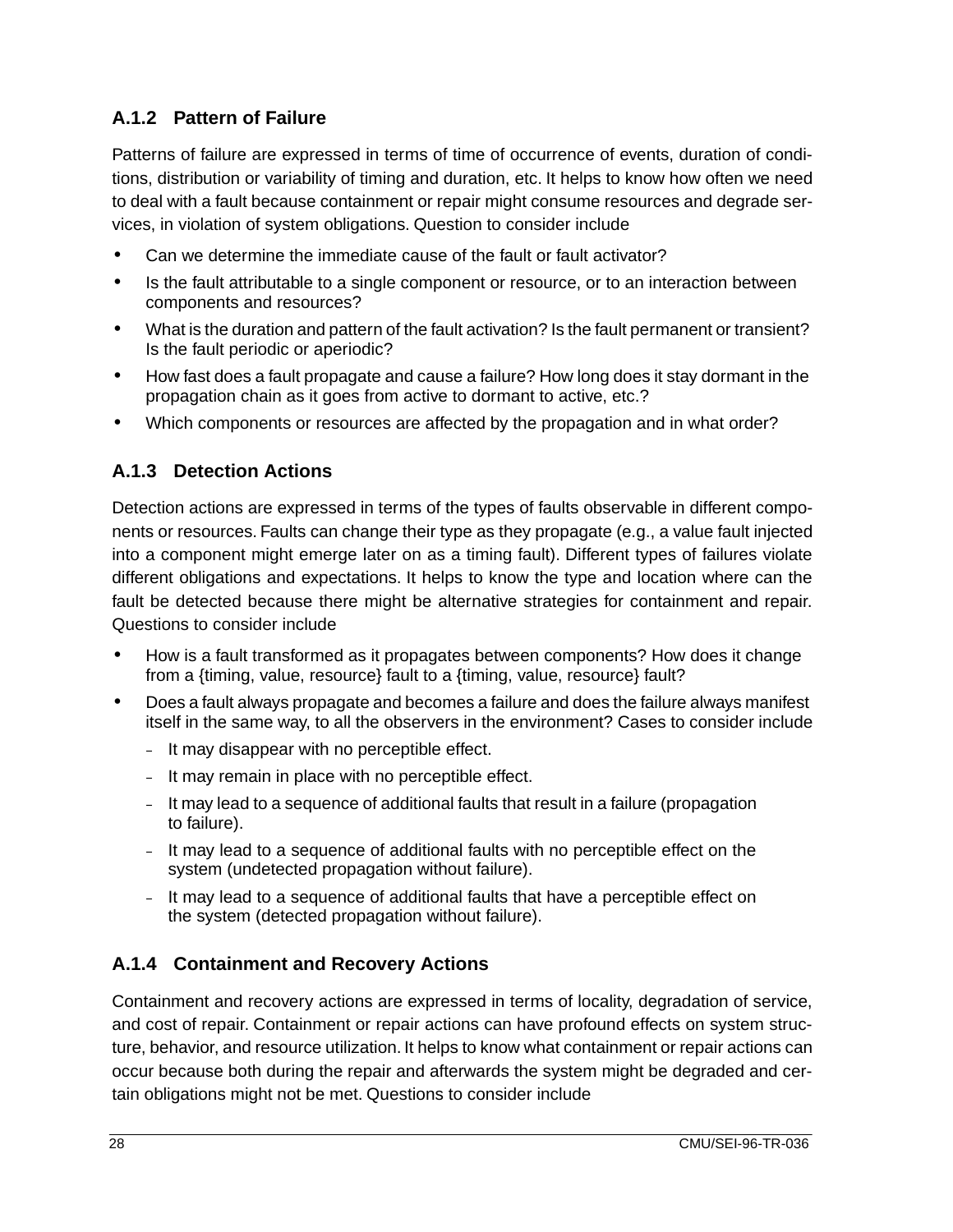### A.1.2 Pattern of Failure

Patterns of failure are expressed in terms of time of occurrence of events, duration of conditions, distribution or variability of timing and duration, etc. It helps to know how often we need to deal with a fault because containment or repair might consume resources and degrade services, in violation of system obligations. Question to consider include

- Can we determine the immediate cause of the fault or fault activator?
- Is the fault attributable to a single component or resource, or to an interaction between components and resources?
- What is the duration and pattern of the fault activation? Is the fault permanent or transient? Is the fault periodic or aperiodic?
- How fast does a fault propagate and cause a failure? How long does it stay dormant in the propagation chain as it goes from active to dormant to active, etc.?
- Which components or resources are affected by the propagation and in what order?

### A.1.3 Detection Actions

Detection actions are expressed in terms of the types of faults observable in different components or resources. Faults can change their type as they propagate (e.g., a value fault injected into a component might emerge later on as a timing fault). Different types of failures violate different obligations and expectations. It helps to know the type and location where can the fault be detected because there might be alternative strategies for containment and repair. Questions to consider include

- How is a fault transformed as it propagates between components? How does it change from a {timing, value, resource} fault to a {timing, value, resource} fault?
- Does a fault always propagate and becomes a failure and does the failure always manifest itself in the same way, to all the observers in the environment? Cases to consider include
  - It may disappear with no perceptible effect.
  - It may remain in place with no perceptible effect.
  - It may lead to a sequence of additional faults that result in a failure (propagation to failure).
  - It may lead to a sequence of additional faults with no perceptible effect on the system (undetected propagation without failure).
  - It may lead to a sequence of additional faults that have a perceptible effect on the system (detected propagation without failure).

### A.1.4 Containment and Recovery Actions

Containment and recovery actions are expressed in terms of locality, degradation of service, and cost of repair. Containment or repair actions can have profound effects on system structure, behavior, and resource utilization. It helps to know what containment or repair actions can occur because both during the repair and afterwards the system might be degraded and certain obligations might not be met. Questions to consider include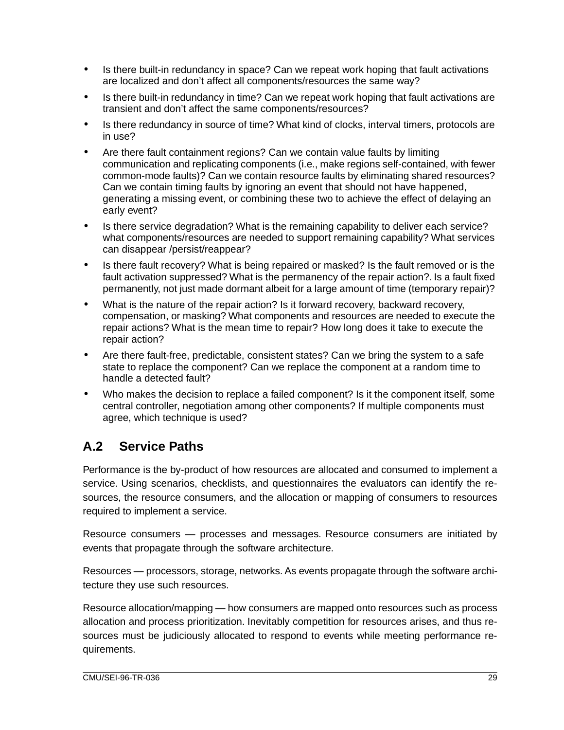- Is there built-in redundancy in space? Can we repeat work hoping that fault activations are localized and don't affect all components/resources the same way?
- Is there built-in redundancy in time? Can we repeat work hoping that fault activations are transient and don't affect the same components/resources?
- Is there redundancy in source of time? What kind of clocks, interval timers, protocols are in use?
- Are there fault containment regions? Can we contain value faults by limiting communication and replicating components (i.e., make regions self-contained, with fewer common-mode faults)? Can we contain resource faults by eliminating shared resources? Can we contain timing faults by ignoring an event that should not have happened, generating a missing event, or combining these two to achieve the effect of delaying an early event?
- Is there service degradation? What is the remaining capability to deliver each service? what components/resources are needed to support remaining capability? What services can disappear /persist/reappear?
- Is there fault recovery? What is being repaired or masked? Is the fault removed or is the fault activation suppressed? What is the permanency of the repair action?. Is a fault fixed permanently, not just made dormant albeit for a large amount of time (temporary repair)?
- What is the nature of the repair action? Is it forward recovery, backward recovery, compensation, or masking? What components and resources are needed to execute the repair actions? What is the mean time to repair? How long does it take to execute the repair action?
- Are there fault-free, predictable, consistent states? Can we bring the system to a safe state to replace the component? Can we replace the component at a random time to handle a detected fault?
- Who makes the decision to replace a failed component? Is it the component itself, some central controller, negotiation among other components? If multiple components must agree, which technique is used?

## A.2 Service Paths

Performance is the by-product of how resources are allocated and consumed to implement a service. Using scenarios, checklists, and questionnaires the evaluators can identify the resources, the resource consumers, and the allocation or mapping of consumers to resources required to implement a service.

Resource consumers — processes and messages. Resource consumers are initiated by events that propagate through the software architecture.

Resources — processors, storage, networks. As events propagate through the software architecture they use such resources.

Resource allocation/mapping — how consumers are mapped onto resources such as process allocation and process prioritization. Inevitably competition for resources arises, and thus resources must be judiciously allocated to respond to events while meeting performance requirements.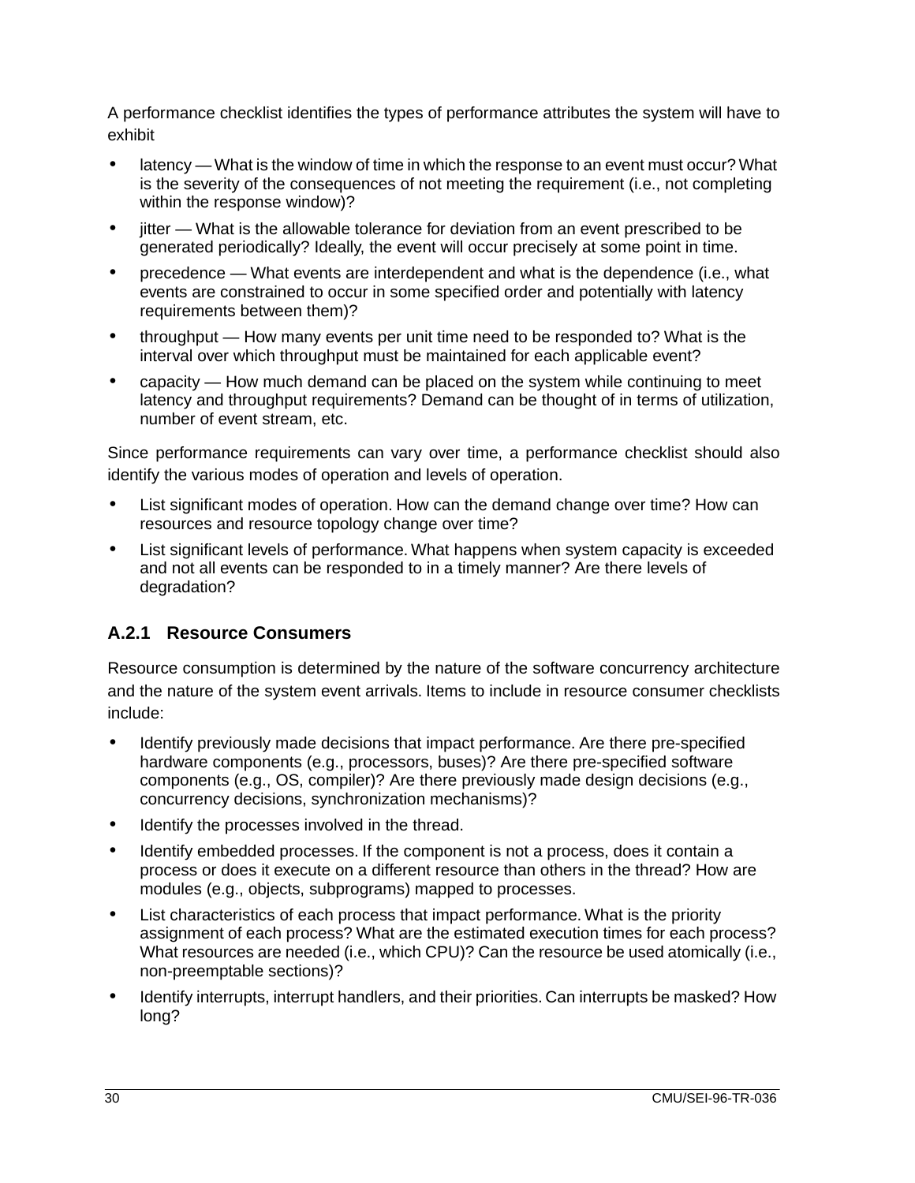A performance checklist identifies the types of performance attributes the system will have to exhibit

- latency — What is the window of time in which the response to an event must occur? What is the severity of the consequences of not meeting the requirement (i.e., not completing within the response window)?
- jitter — What is the allowable tolerance for deviation from an event prescribed to be generated periodically? Ideally, the event will occur precisely at some point in time.
- precedence — What events are interdependent and what is the dependence (i.e., what events are constrained to occur in some specified order and potentially with latency requirements between them)?
- throughput — How many events per unit time need to be responded to? What is the interval over which throughput must be maintained for each applicable event?
- capacity — How much demand can be placed on the system while continuing to meet latency and throughput requirements? Demand can be thought of in terms of utilization, number of event stream, etc.

Since performance requirements can vary over time, a performance checklist should also identify the various modes of operation and levels of operation.

- List significant modes of operation. How can the demand change over time? How can resources and resource topology change over time?
- List significant levels of performance. What happens when system capacity is exceeded and not all events can be responded to in a timely manner? Are there levels of degradation?

### A.2.1 Resource Consumers

Resource consumption is determined by the nature of the software concurrency architecture and the nature of the system event arrivals. Items to include in resource consumer checklists include:

- Identify previously made decisions that impact performance. Are there pre-specified hardware components (e.g., processors, buses)? Are there pre-specified software components (e.g., OS, compiler)? Are there previously made design decisions (e.g., concurrency decisions, synchronization mechanisms)?
- Identify the processes involved in the thread.
- Identify embedded processes. If the component is not a process, does it contain a process or does it execute on a different resource than others in the thread? How are modules (e.g., objects, subprograms) mapped to processes.
- List characteristics of each process that impact performance. What is the priority assignment of each process? What are the estimated execution times for each process? What resources are needed (i.e., which CPU)? Can the resource be used atomically (i.e., non-preemptable sections)?
- Identify interrupts, interrupt handlers, and their priorities. Can interrupts be masked? How long?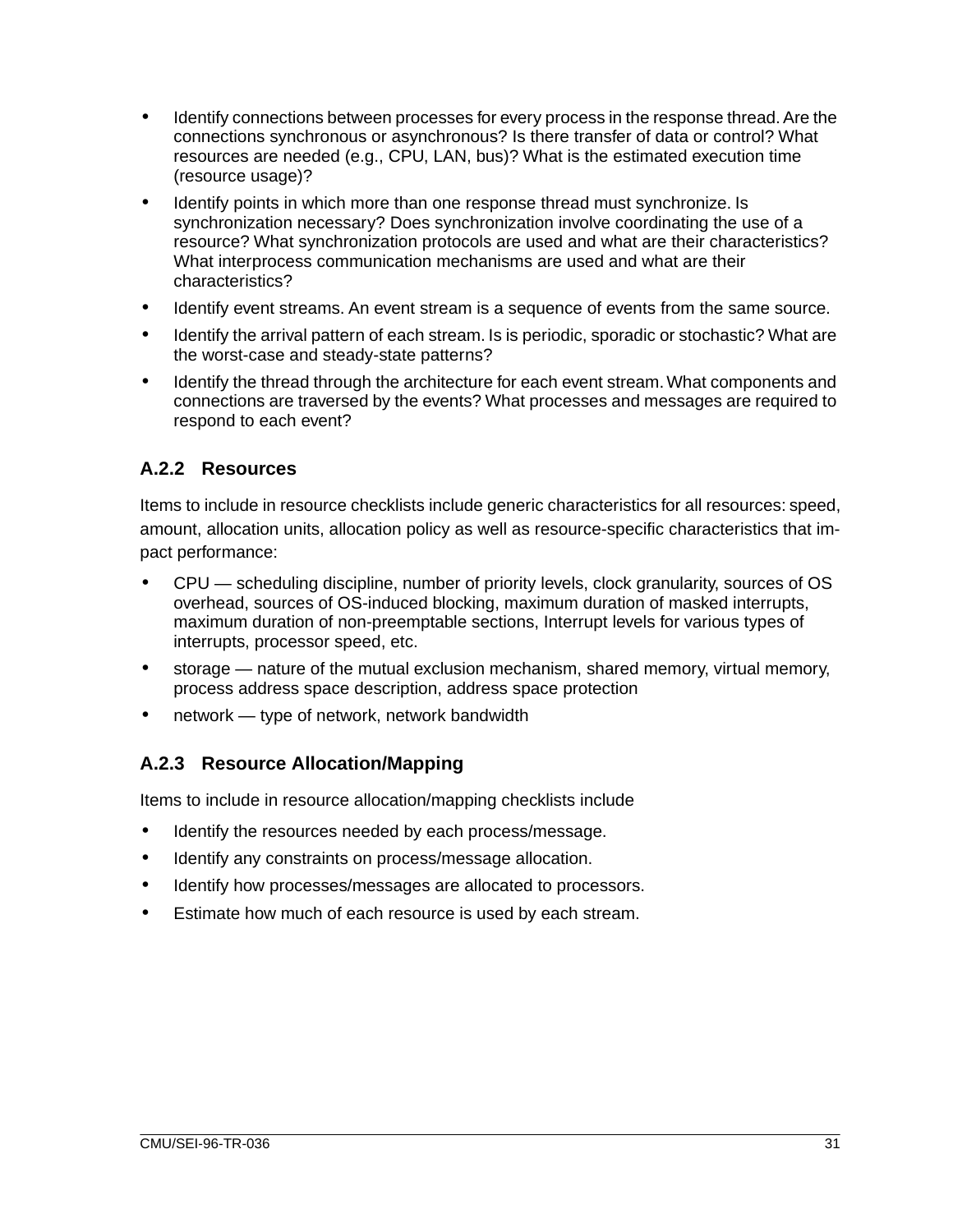- Identify connections between processes for every process in the response thread. Are the connections synchronous or asynchronous? Is there transfer of data or control? What resources are needed (e.g., CPU, LAN, bus)? What is the estimated execution time (resource usage)?
- Identify points in which more than one response thread must synchronize. Is synchronization necessary? Does synchronization involve coordinating the use of a resource? What synchronization protocols are used and what are their characteristics? What interprocess communication mechanisms are used and what are their characteristics?
- Identify event streams. An event stream is a sequence of events from the same source.
- Identify the arrival pattern of each stream. Is is periodic, sporadic or stochastic? What are the worst-case and steady-state patterns?
- Identify the thread through the architecture for each event stream. What components and connections are traversed by the events? What processes and messages are required to respond to each event?

### A.2.2 Resources

Items to include in resource checklists include generic characteristics for all resources: speed, amount, allocation units, allocation policy as well as resource-specific characteristics that impact performance:

- CPU — scheduling discipline, number of priority levels, clock granularity, sources of OS overhead, sources of OS-induced blocking, maximum duration of masked interrupts, maximum duration of non-preemptable sections, Interrupt levels for various types of interrupts, processor speed, etc.
- storage — nature of the mutual exclusion mechanism, shared memory, virtual memory, process address space description, address space protection
- network — type of network, network bandwidth

### A.2.3 Resource Allocation/Mapping

Items to include in resource allocation/mapping checklists include

- Identify the resources needed by each process/message.
- Identify any constraints on process/message allocation.
- Identify how processes/messages are allocated to processors.
- Estimate how much of each resource is used by each stream.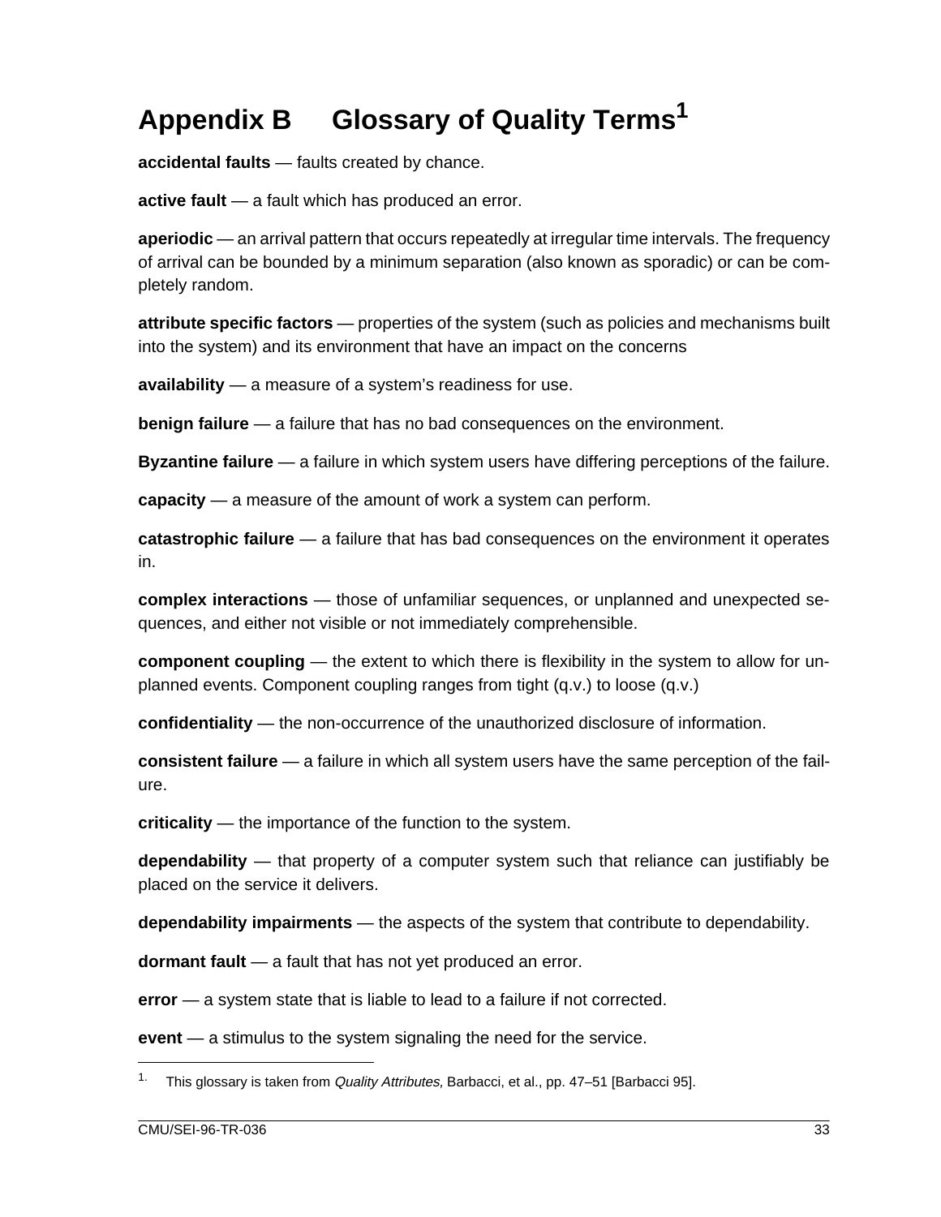# Appendix B Glossary of Quality Terms[1]

**accidental faults** — faults created by chance.

**active fault** — a fault which has produced an error.

**aperiodic** — an arrival pattern that occurs repeatedly at irregular time intervals. The frequency of arrival can be bounded by a minimum separation (also known as sporadic) or can be completely random.

**attribute specific factors** — properties of the system (such as policies and mechanisms built into the system) and its environment that have an impact on the concerns

**availability** — a measure of a system's readiness for use.

**benign failure** — a failure that has no bad consequences on the environment.

**Byzantine failure** — a failure in which system users have differing perceptions of the failure.

**capacity** — a measure of the amount of work a system can perform.

**catastrophic failure** — a failure that has bad consequences on the environment it operates in.

**complex interactions** — those of unfamiliar sequences, or unplanned and unexpected sequences, and either not visible or not immediately comprehensible.

**component coupling** — the extent to which there is flexibility in the system to allow for unplanned events. Component coupling ranges from tight (q.v.) to loose (q.v.)

**confidentiality** — the non-occurrence of the unauthorized disclosure of information.

**consistent failure** — a failure in which all system users have the same perception of the failure.

**criticality** — the importance of the function to the system.

**dependability** — that property of a computer system such that reliance can justifiably be placed on the service it delivers.

**dependability impairments** — the aspects of the system that contribute to dependability.

**dormant fault** — a fault that has not yet produced an error.

**error** — a system state that is liable to lead to a failure if not corrected.

**event** — a stimulus to the system signaling the need for the service.

---

1. This glossary is taken from *Quality Attributes,* Barbacci, et al., pp. 47–51 [Barbacci 95].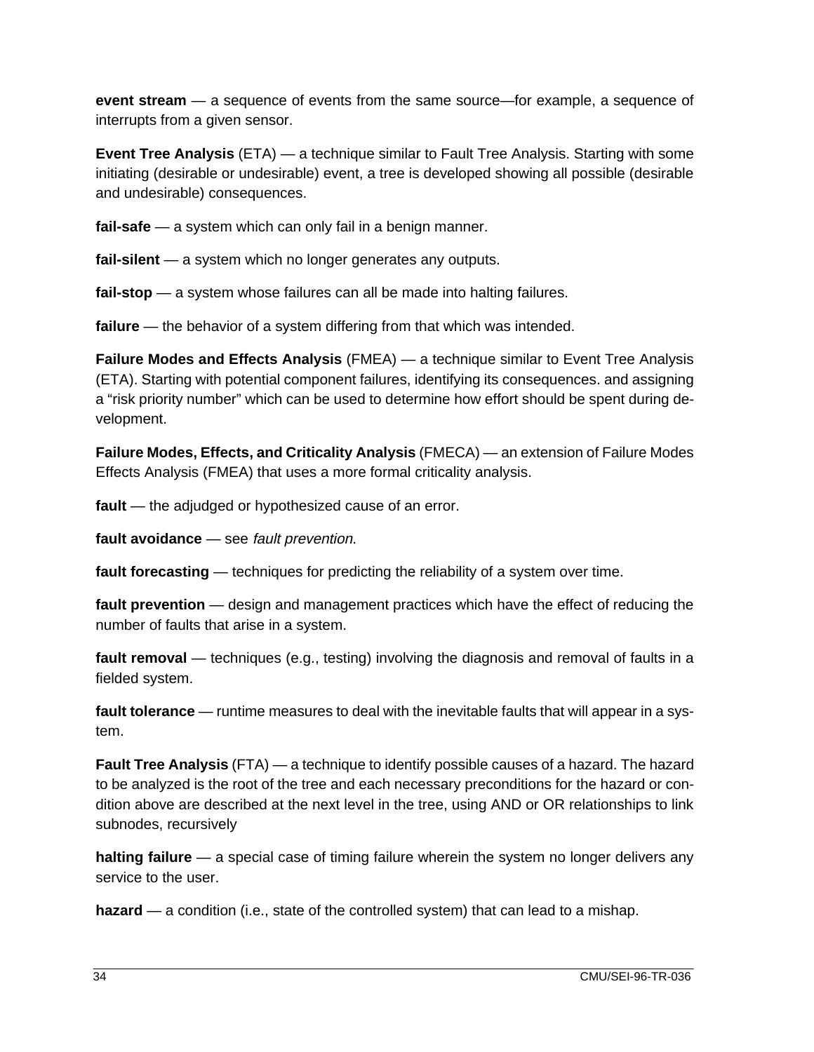**event stream** — a sequence of events from the same source—for example, a sequence of interrupts from a given sensor.

**Event Tree Analysis** (ETA) — a technique similar to Fault Tree Analysis. Starting with some initiating (desirable or undesirable) event, a tree is developed showing all possible (desirable and undesirable) consequences.

**fail-safe** — a system which can only fail in a benign manner.

**fail-silent** — a system which no longer generates any outputs.

**fail-stop** — a system whose failures can all be made into halting failures.

**failure** — the behavior of a system differing from that which was intended.

**Failure Modes and Effects Analysis** (FMEA) — a technique similar to Event Tree Analysis (ETA). Starting with potential component failures, identifying its consequences. and assigning a "risk priority number" which can be used to determine how effort should be spent during development.

**Failure Modes, Effects, and Criticality Analysis** (FMECA) — an extension of Failure Modes Effects Analysis (FMEA) that uses a more formal criticality analysis.

**fault** — the adjudged or hypothesized cause of an error.

**fault avoidance** — see *fault prevention*.

**fault forecasting** — techniques for predicting the reliability of a system over time.

**fault prevention** — design and management practices which have the effect of reducing the number of faults that arise in a system.

**fault removal** — techniques (e.g., testing) involving the diagnosis and removal of faults in a fielded system.

**fault tolerance** — runtime measures to deal with the inevitable faults that will appear in a system.

**Fault Tree Analysis** (FTA) — a technique to identify possible causes of a hazard. The hazard to be analyzed is the root of the tree and each necessary preconditions for the hazard or condition above are described at the next level in the tree, using AND or OR relationships to link subnodes, recursively

**halting failure** — a special case of timing failure wherein the system no longer delivers any service to the user.

**hazard** — a condition (i.e., state of the controlled system) that can lead to a mishap.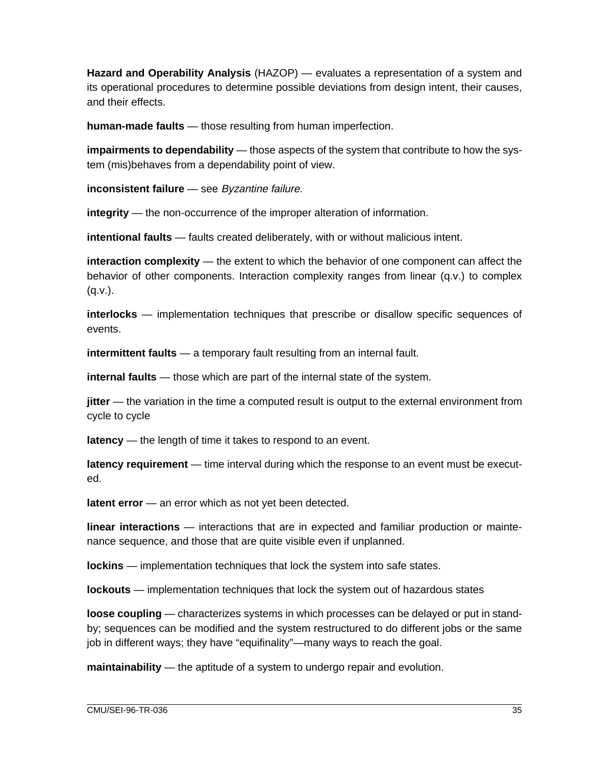**Hazard and Operability Analysis** (HAZOP) — evaluates a representation of a system and its operational procedures to determine possible deviations from design intent, their causes, and their effects.

**human-made faults** — those resulting from human imperfection.

**impairments to dependability** — those aspects of the system that contribute to how the system (mis)behaves from a dependability point of view.

**inconsistent failure** — see *Byzantine failure.*

**integrity** — the non-occurrence of the improper alteration of information.

**intentional faults** — faults created deliberately, with or without malicious intent.

**interaction complexity** — the extent to which the behavior of one component can affect the behavior of other components. Interaction complexity ranges from linear (q.v.) to complex (q.v.).

**interlocks** — implementation techniques that prescribe or disallow specific sequences of events.

**intermittent faults** — a temporary fault resulting from an internal fault.

**internal faults** — those which are part of the internal state of the system.

**jitter** — the variation in the time a computed result is output to the external environment from cycle to cycle

**latency** — the length of time it takes to respond to an event.

**latency requirement** — time interval during which the response to an event must be executed.

**latent error** — an error which as not yet been detected.

**linear interactions** — interactions that are in expected and familiar production or maintenance sequence, and those that are quite visible even if unplanned.

**lockins** — implementation techniques that lock the system into safe states.

**lockouts** — implementation techniques that lock the system out of hazardous states

**loose coupling** — characterizes systems in which processes can be delayed or put in standby; sequences can be modified and the system restructured to do different jobs or the same job in different ways; they have "equifinality"—many ways to reach the goal.

**maintainability** — the aptitude of a system to undergo repair and evolution.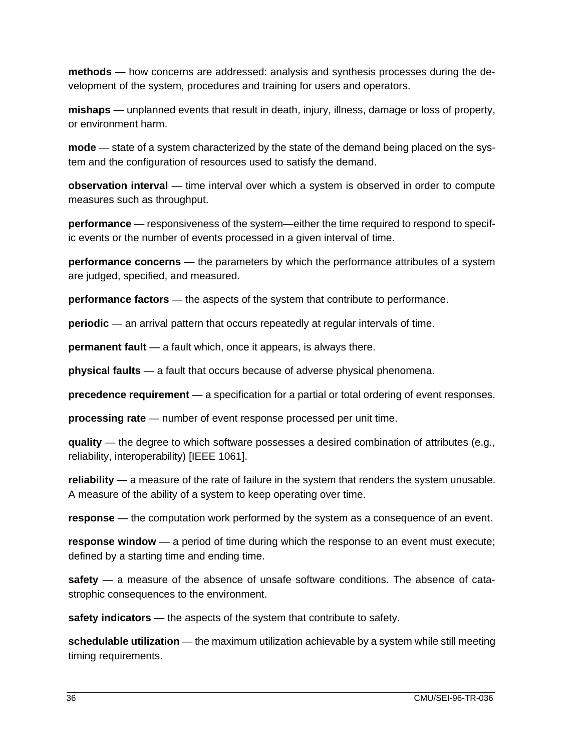**methods** — how concerns are addressed: analysis and synthesis processes during the development of the system, procedures and training for users and operators.

**mishaps** — unplanned events that result in death, injury, illness, damage or loss of property, or environment harm.

**mode** — state of a system characterized by the state of the demand being placed on the system and the configuration of resources used to satisfy the demand.

**observation interval** — time interval over which a system is observed in order to compute measures such as throughput.

**performance** — responsiveness of the system—either the time required to respond to specific events or the number of events processed in a given interval of time.

**performance concerns** — the parameters by which the performance attributes of a system are judged, specified, and measured.

**performance factors** — the aspects of the system that contribute to performance.

**periodic** — an arrival pattern that occurs repeatedly at regular intervals of time.

**permanent fault** — a fault which, once it appears, is always there.

**physical faults** — a fault that occurs because of adverse physical phenomena.

**precedence requirement** — a specification for a partial or total ordering of event responses.

**processing rate** — number of event response processed per unit time.

**quality** — the degree to which software possesses a desired combination of attributes (e.g., reliability, interoperability) [IEEE 1061].

**reliability** — a measure of the rate of failure in the system that renders the system unusable. A measure of the ability of a system to keep operating over time.

**response** — the computation work performed by the system as a consequence of an event.

**response window** — a period of time during which the response to an event must execute; defined by a starting time and ending time.

**safety** — a measure of the absence of unsafe software conditions. The absence of catastrophic consequences to the environment.

**safety indicators** — the aspects of the system that contribute to safety.

**schedulable utilization** — the maximum utilization achievable by a system while still meeting timing requirements.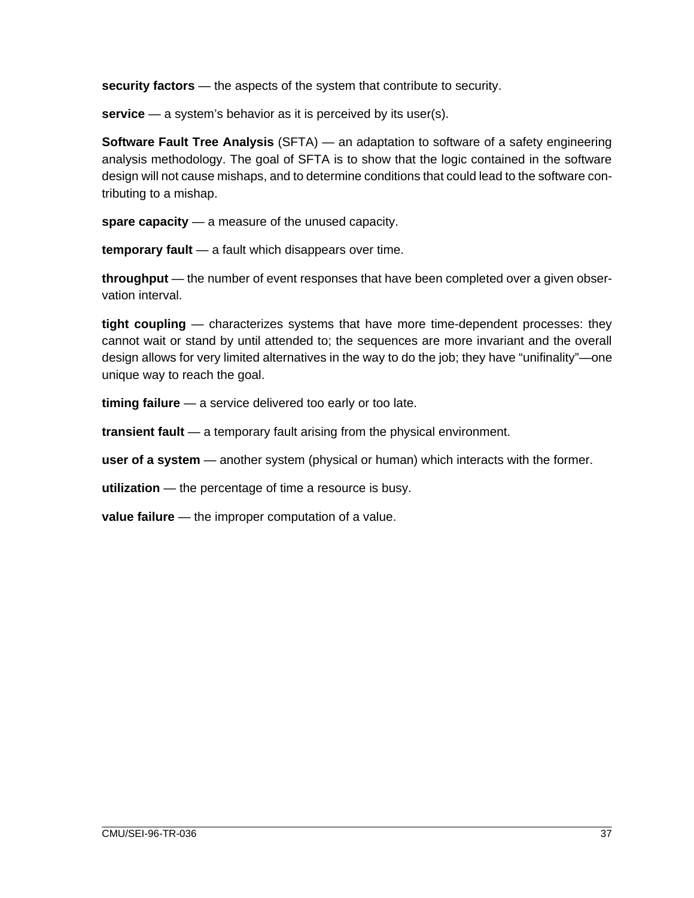**security factors** — the aspects of the system that contribute to security.

**service** — a system's behavior as it is perceived by its user(s).

**Software Fault Tree Analysis** (SFTA) — an adaptation to software of a safety engineering analysis methodology. The goal of SFTA is to show that the logic contained in the software design will not cause mishaps, and to determine conditions that could lead to the software contributing to a mishap.

**spare capacity** — a measure of the unused capacity.

**temporary fault** — a fault which disappears over time.

**throughput** — the number of event responses that have been completed over a given observation interval.

**tight coupling** — characterizes systems that have more time-dependent processes: they cannot wait or stand by until attended to; the sequences are more invariant and the overall design allows for very limited alternatives in the way to do the job; they have "unifinality"—one unique way to reach the goal.

**timing failure** — a service delivered too early or too late.

**transient fault** — a temporary fault arising from the physical environment.

**user of a system** — another system (physical or human) which interacts with the former.

**utilization** — the percentage of time a resource is busy.

**value failure** — the improper computation of a value.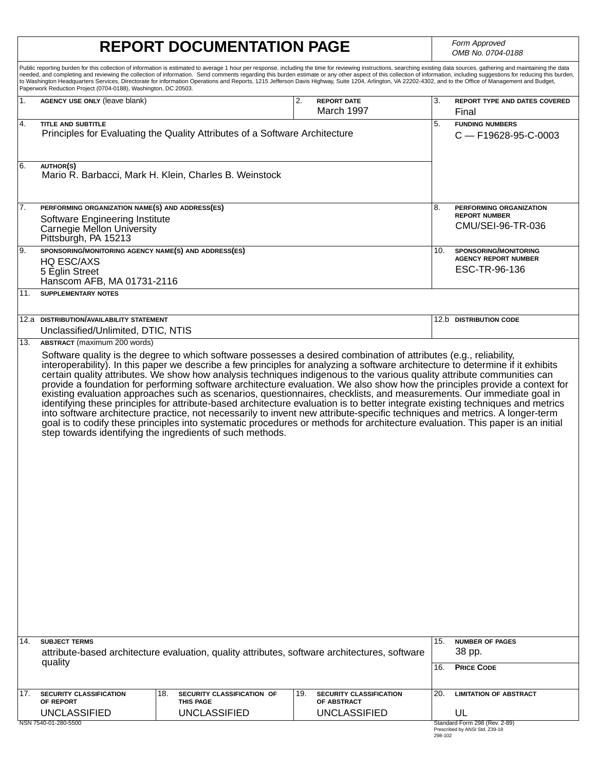# REPORT DOCUMENTATION PAGE

*Form Approved*
*OMB No. 0704-0188*

Public reporting burden for this collection of information is estimated to average 1 hour per response, including the time for reviewing instructions, searching existing data sources, gathering and maintaining the data needed, and completing and reviewing the collection of information. Send comments regarding this burden estimate or any other aspect of this collection of information, including suggestions for reducing this burden, to Washington Headquarters Services, Directorate for information Operations and Reports, 1215 Jefferson Davis Highway, Suite 1204, Arlington, VA 22202-4302, and to the Office of Management and Budget, Paperwork Reduction Project (0704-0188), Washington, DC 20503.

| | | |
|---|---|---|
| 1. **AGENCY USE ONLY** (leave blank) | 2. **REPORT DATE** March 1997 | 3. **REPORT TYPE AND DATES COVERED** Final |
| 4. **TITLE AND SUBTITLE** Principles for Evaluating the Quality Attributes of a Software Architecture | | 5. **FUNDING NUMBERS** C — F19628-95-C-0003 |
| 6. **AUTHOR(S)** Mario R. Barbacci, Mark H. Klein, Charles B. Weinstock | | |
| 7. **PERFORMING ORGANIZATION NAME(S) AND ADDRESS(ES)** Software Engineering Institute, Carnegie Mellon University, Pittsburgh, PA 15213 | | 8. **PERFORMING ORGANIZATION REPORT NUMBER** CMU/SEI-96-TR-036 |
| 9. **SPONSORING/MONITORING AGENCY NAME(S) AND ADDRESS(ES)** HQ ESC/AXS, 5 Eglin Street, Hanscom AFB, MA 01731-2116 | | 10. **SPONSORING/MONITORING AGENCY REPORT NUMBER** ESC-TR-96-136 |
| 11. **SUPPLEMENTARY NOTES** | | |
| 12.a **DISTRIBUTION/AVAILABILITY STATEMENT** Unclassified/Unlimited, DTIC, NTIS | | 12.b **DISTRIBUTION CODE** |

13. **ABSTRACT** (maximum 200 words)

Software quality is the degree to which software possesses a desired combination of attributes (e.g., reliability, interoperability). In this paper we describe a few principles for analyzing a software architecture to determine if it exhibits certain quality attributes. We show how analysis techniques indigenous to the various quality attribute communities can provide a foundation for performing software architecture evaluation. We also show how the principles provide a context for existing evaluation approaches such as scenarios, questionnaires, checklists, and measurements. Our immediate goal in identifying these principles for attribute-based architecture evaluation is to better integrate existing techniques and metrics into software architecture practice, not necessarily to invent new attribute-specific techniques and metrics. A longer-term goal is to codify these principles into systematic procedures or methods for architecture evaluation. This paper is an initial step towards identifying the ingredients of such methods.

| | | | |
|---|---|---|---|
| 14. **SUBJECT TERMS** attribute-based architecture evaluation, quality attributes, software architectures, software quality | | | 15. **NUMBER OF PAGES** 38 pp. |
| | | | 16. **PRICE CODE** |
| 17. **SECURITY CLASSIFICATION OF REPORT** UNCLASSIFIED | 18. **SECURITY CLASSIFICATION OF THIS PAGE** UNCLASSIFIED | 19. **SECURITY CLASSIFICATION OF ABSTRACT** UNCLASSIFIED | 20. **LIMITATION OF ABSTRACT** UL |

NSN 7540-01-280-5500

Standard Form 298 (Rev. 2-89)
Prescribed by ANSI Std. Z39-18
298-102